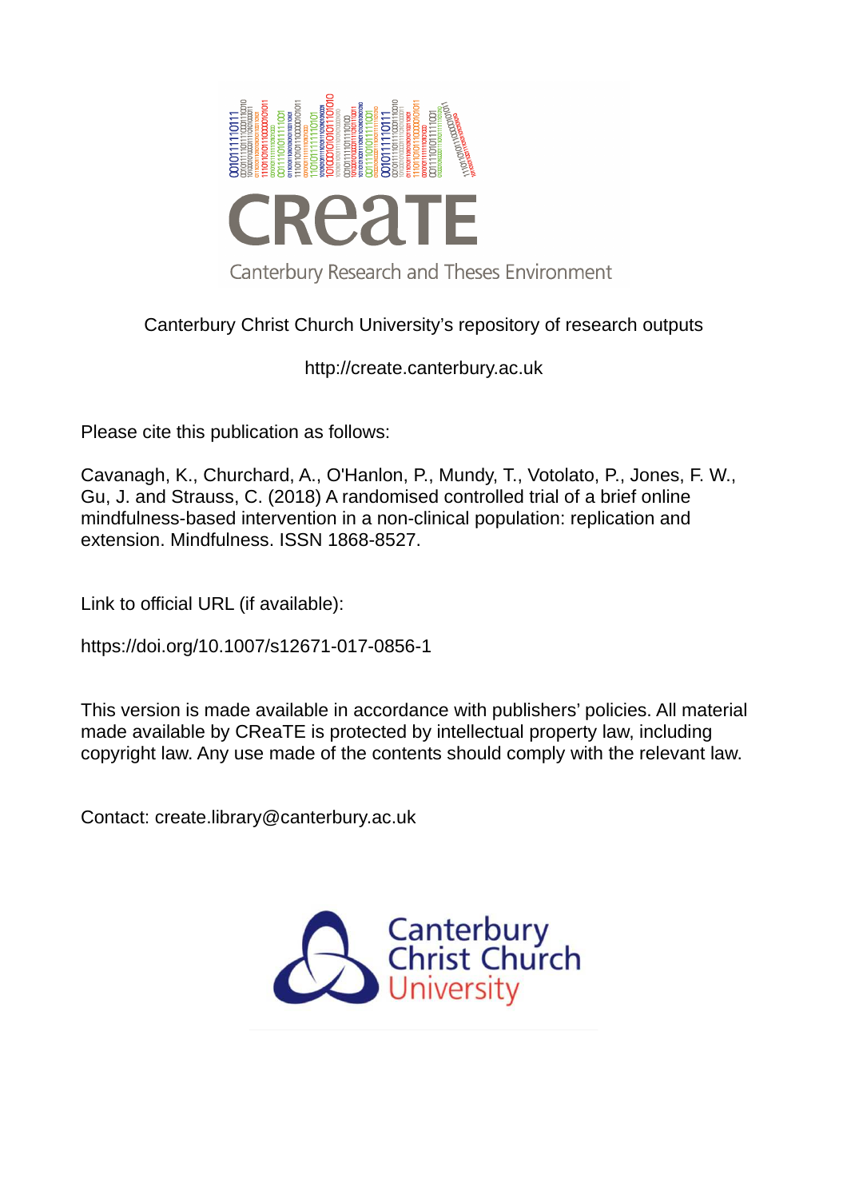Canterbury Christ Church University's repository of research outputs

http://create.canterbury.ac.uk

Please cite this publication as follows:

Cavanagh, K., Churchard, A., O'Hanlon, P., Mundy, T., Votolato, P., Jones, F. W., Gu, J. and Strauss, C. (2018) A randomised controlled trial of a brief online mindfulness-based intervention in a non-clinical population: replication and extension. Mindfulness. ISSN 1868-8527.

Link to official URL (if available):

https://doi.org/10.1007/s12671-017-0856-1

This version is made available in accordance with publishers' policies. All material made available by CReaTE is protected by intellectual property law, including copyright law. Any use made of the contents should comply with the relevant law.

Contact: create.library@canterbury.ac.uk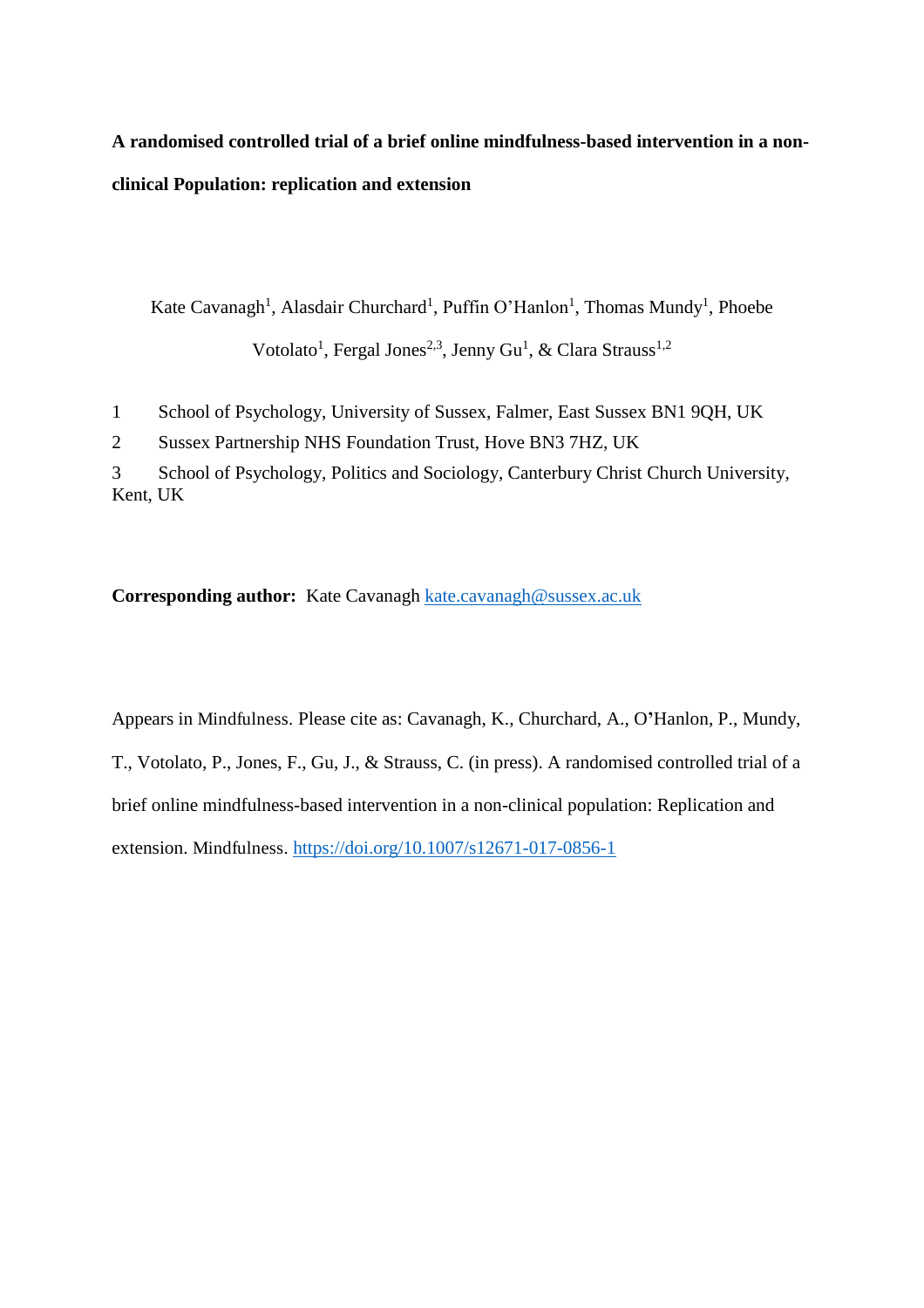**A randomised controlled trial of a brief online mindfulness-based intervention in a non-clinical Population: replication and extension**

Kate Cavanagh[1], Alasdair Churchard[1], Puffin O'Hanlon[1], Thomas Mundy[1], Phoebe Votolato[1], Fergal Jones[2,3], Jenny Gu[1], & Clara Strauss[1,2]

1 School of Psychology, University of Sussex, Falmer, East Sussex BN1 9QH, UK

2 Sussex Partnership NHS Foundation Trust, Hove BN3 7HZ, UK

3 School of Psychology, Politics and Sociology, Canterbury Christ Church University, Kent, UK

**Corresponding author:** Kate Cavanagh kate.cavanagh@sussex.ac.uk

Appears in Mindfulness. Please cite as: Cavanagh, K., Churchard, A., O'Hanlon, P., Mundy, T., Votolato, P., Jones, F., Gu, J., & Strauss, C. (in press). A randomised controlled trial of a brief online mindfulness-based intervention in a non-clinical population: Replication and extension. Mindfulness. https://doi.org/10.1007/s12671-017-0856-1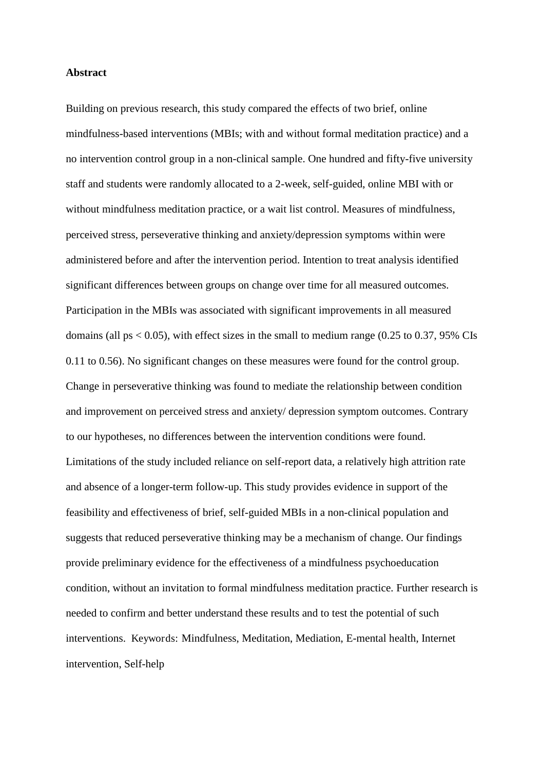**Abstract**

Building on previous research, this study compared the effects of two brief, online mindfulness-based interventions (MBIs; with and without formal meditation practice) and a no intervention control group in a non-clinical sample. One hundred and fifty-five university staff and students were randomly allocated to a 2-week, self-guided, online MBI with or without mindfulness meditation practice, or a wait list control. Measures of mindfulness, perceived stress, perseverative thinking and anxiety/depression symptoms within were administered before and after the intervention period. Intention to treat analysis identified significant differences between groups on change over time for all measured outcomes. Participation in the MBIs was associated with significant improvements in all measured domains (all ps $< 0.05$), with effect sizes in the small to medium range (0.25 to 0.37, 95% CIs 0.11 to 0.56). No significant changes on these measures were found for the control group. Change in perseverative thinking was found to mediate the relationship between condition and improvement on perceived stress and anxiety/ depression symptom outcomes. Contrary to our hypotheses, no differences between the intervention conditions were found. Limitations of the study included reliance on self-report data, a relatively high attrition rate and absence of a longer-term follow-up. This study provides evidence in support of the feasibility and effectiveness of brief, self-guided MBIs in a non-clinical population and suggests that reduced perseverative thinking may be a mechanism of change. Our findings provide preliminary evidence for the effectiveness of a mindfulness psychoeducation condition, without an invitation to formal mindfulness meditation practice. Further research is needed to confirm and better understand these results and to test the potential of such interventions. Keywords: Mindfulness, Meditation, Mediation, E-mental health, Internet intervention, Self-help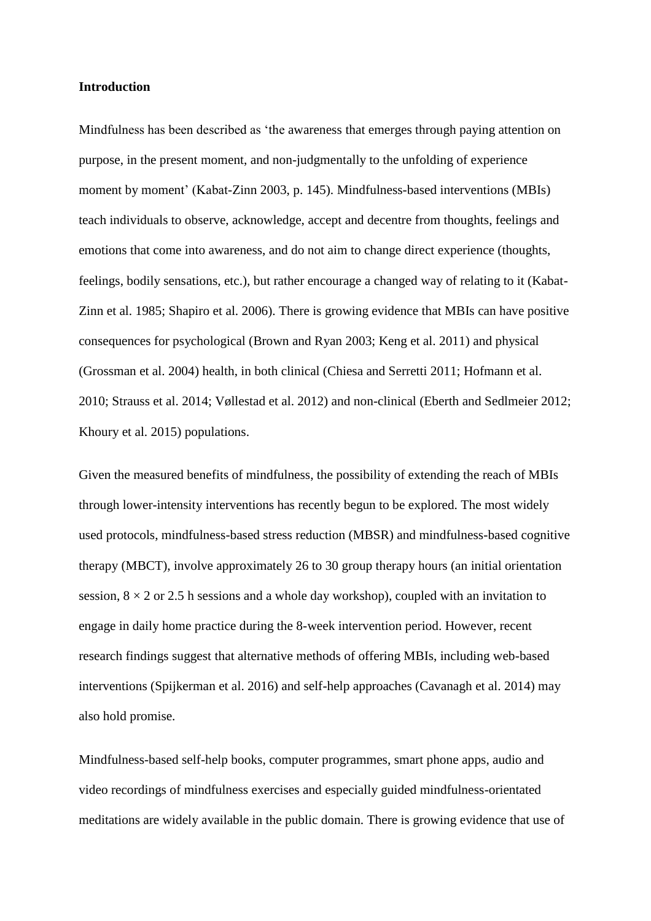## Introduction

Mindfulness has been described as 'the awareness that emerges through paying attention on purpose, in the present moment, and non-judgmentally to the unfolding of experience moment by moment' (Kabat-Zinn 2003, p. 145). Mindfulness-based interventions (MBIs) teach individuals to observe, acknowledge, accept and decentre from thoughts, feelings and emotions that come into awareness, and do not aim to change direct experience (thoughts, feelings, bodily sensations, etc.), but rather encourage a changed way of relating to it (Kabat-Zinn et al. 1985; Shapiro et al. 2006). There is growing evidence that MBIs can have positive consequences for psychological (Brown and Ryan 2003; Keng et al. 2011) and physical (Grossman et al. 2004) health, in both clinical (Chiesa and Serretti 2011; Hofmann et al. 2010; Strauss et al. 2014; Vøllestad et al. 2012) and non-clinical (Eberth and Sedlmeier 2012; Khoury et al. 2015) populations.

Given the measured benefits of mindfulness, the possibility of extending the reach of MBIs through lower-intensity interventions has recently begun to be explored. The most widely used protocols, mindfulness-based stress reduction (MBSR) and mindfulness-based cognitive therapy (MBCT), involve approximately 26 to 30 group therapy hours (an initial orientation session, $8 \times 2$ or 2.5 h sessions and a whole day workshop), coupled with an invitation to engage in daily home practice during the 8-week intervention period. However, recent research findings suggest that alternative methods of offering MBIs, including web-based interventions (Spijkerman et al. 2016) and self-help approaches (Cavanagh et al. 2014) may also hold promise.

Mindfulness-based self-help books, computer programmes, smart phone apps, audio and video recordings of mindfulness exercises and especially guided mindfulness-orientated meditations are widely available in the public domain. There is growing evidence that use of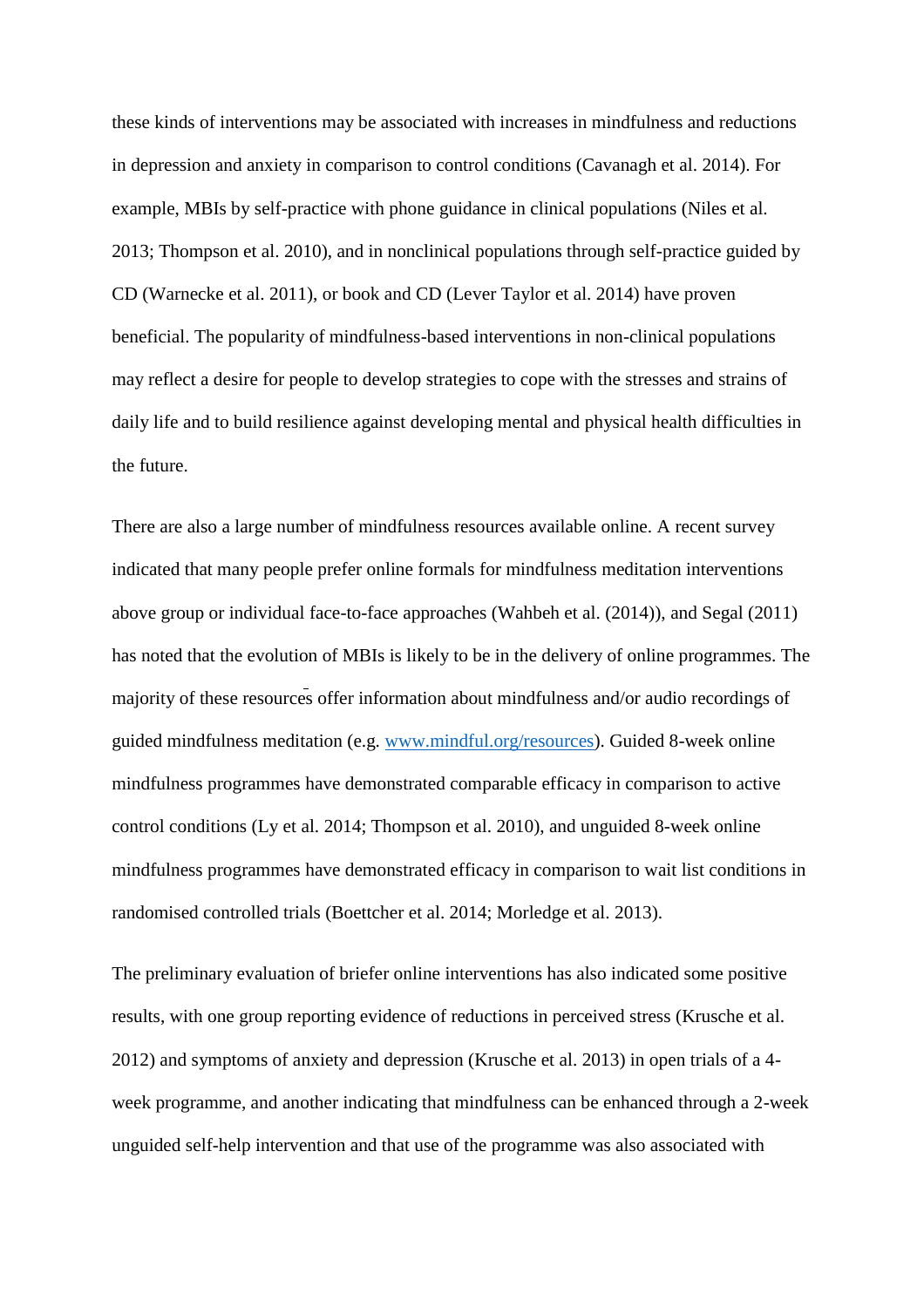these kinds of interventions may be associated with increases in mindfulness and reductions in depression and anxiety in comparison to control conditions (Cavanagh et al. 2014). For example, MBIs by self-practice with phone guidance in clinical populations (Niles et al. 2013; Thompson et al. 2010), and in nonclinical populations through self-practice guided by CD (Warnecke et al. 2011), or book and CD (Lever Taylor et al. 2014) have proven beneficial. The popularity of mindfulness-based interventions in non-clinical populations may reflect a desire for people to develop strategies to cope with the stresses and strains of daily life and to build resilience against developing mental and physical health difficulties in the future.

There are also a large number of mindfulness resources available online. A recent survey indicated that many people prefer online formals for mindfulness meditation interventions above group or individual face-to-face approaches (Wahbeh et al. (2014)), and Segal (2011) has noted that the evolution of MBIs is likely to be in the delivery of online programmes. The majority of these resources offer information about mindfulness and/or audio recordings of guided mindfulness meditation (e.g. www.mindful.org/resources). Guided 8-week online mindfulness programmes have demonstrated comparable efficacy in comparison to active control conditions (Ly et al. 2014; Thompson et al. 2010), and unguided 8-week online mindfulness programmes have demonstrated efficacy in comparison to wait list conditions in randomised controlled trials (Boettcher et al. 2014; Morledge et al. 2013).

The preliminary evaluation of briefer online interventions has also indicated some positive results, with one group reporting evidence of reductions in perceived stress (Krusche et al. 2012) and symptoms of anxiety and depression (Krusche et al. 2013) in open trials of a 4-week programme, and another indicating that mindfulness can be enhanced through a 2-week unguided self-help intervention and that use of the programme was also associated with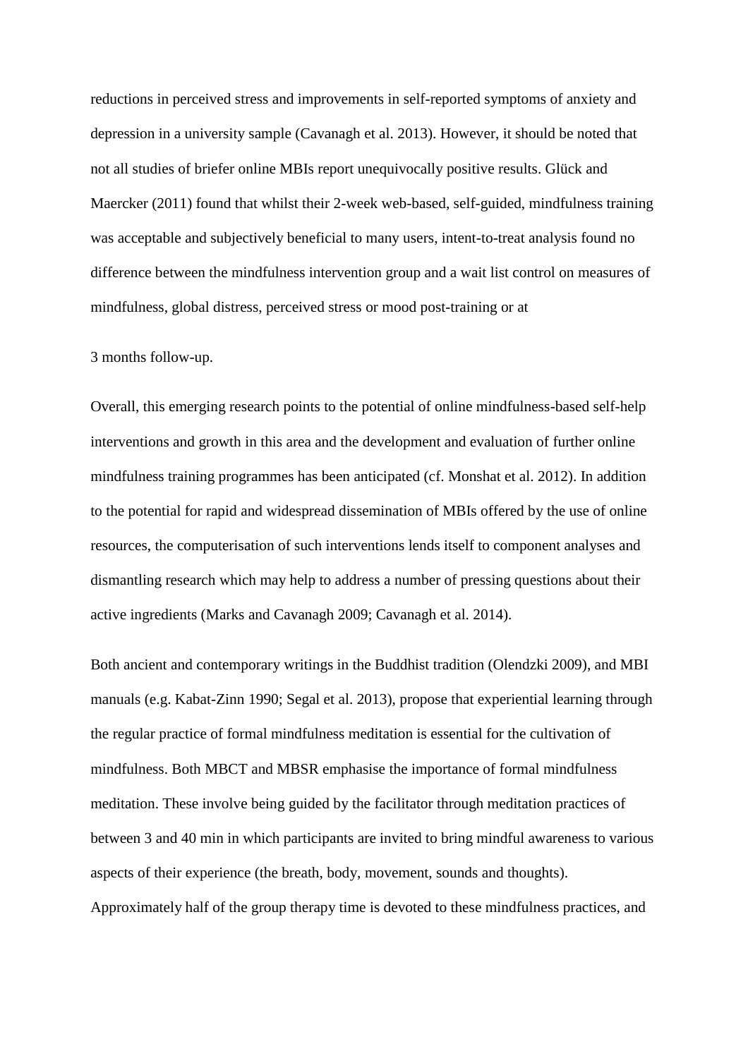reductions in perceived stress and improvements in self-reported symptoms of anxiety and depression in a university sample (Cavanagh et al. 2013). However, it should be noted that not all studies of briefer online MBIs report unequivocally positive results. Glück and Maercker (2011) found that whilst their 2-week web-based, self-guided, mindfulness training was acceptable and subjectively beneficial to many users, intent-to-treat analysis found no difference between the mindfulness intervention group and a wait list control on measures of mindfulness, global distress, perceived stress or mood post-training or at 3 months follow-up.

Overall, this emerging research points to the potential of online mindfulness-based self-help interventions and growth in this area and the development and evaluation of further online mindfulness training programmes has been anticipated (cf. Monshat et al. 2012). In addition to the potential for rapid and widespread dissemination of MBIs offered by the use of online resources, the computerisation of such interventions lends itself to component analyses and dismantling research which may help to address a number of pressing questions about their active ingredients (Marks and Cavanagh 2009; Cavanagh et al. 2014).

Both ancient and contemporary writings in the Buddhist tradition (Olendzki 2009), and MBI manuals (e.g. Kabat-Zinn 1990; Segal et al. 2013), propose that experiential learning through the regular practice of formal mindfulness meditation is essential for the cultivation of mindfulness. Both MBCT and MBSR emphasise the importance of formal mindfulness meditation. These involve being guided by the facilitator through meditation practices of between 3 and 40 min in which participants are invited to bring mindful awareness to various aspects of their experience (the breath, body, movement, sounds and thoughts). Approximately half of the group therapy time is devoted to these mindfulness practices, and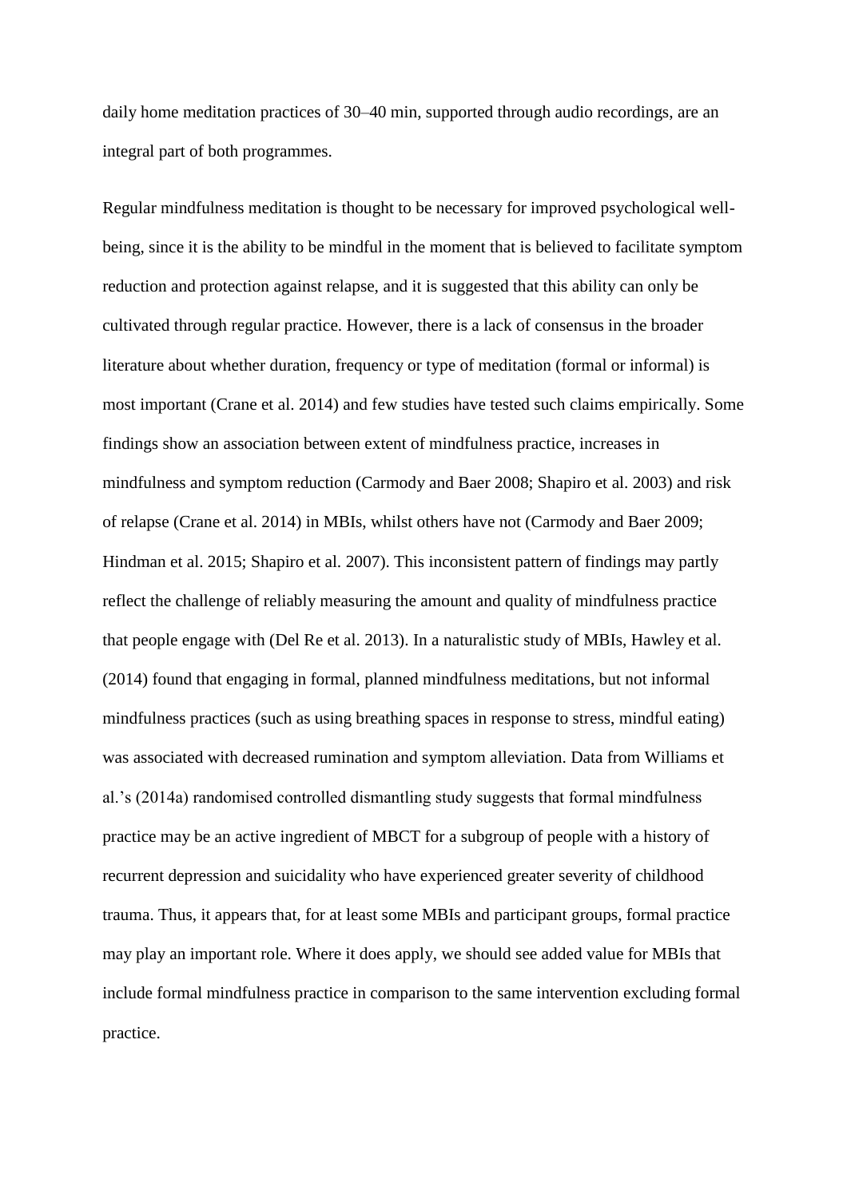daily home meditation practices of 30–40 min, supported through audio recordings, are an integral part of both programmes.

Regular mindfulness meditation is thought to be necessary for improved psychological well-being, since it is the ability to be mindful in the moment that is believed to facilitate symptom reduction and protection against relapse, and it is suggested that this ability can only be cultivated through regular practice. However, there is a lack of consensus in the broader literature about whether duration, frequency or type of meditation (formal or informal) is most important (Crane et al. 2014) and few studies have tested such claims empirically. Some findings show an association between extent of mindfulness practice, increases in mindfulness and symptom reduction (Carmody and Baer 2008; Shapiro et al. 2003) and risk of relapse (Crane et al. 2014) in MBIs, whilst others have not (Carmody and Baer 2009; Hindman et al. 2015; Shapiro et al. 2007). This inconsistent pattern of findings may partly reflect the challenge of reliably measuring the amount and quality of mindfulness practice that people engage with (Del Re et al. 2013). In a naturalistic study of MBIs, Hawley et al. (2014) found that engaging in formal, planned mindfulness meditations, but not informal mindfulness practices (such as using breathing spaces in response to stress, mindful eating) was associated with decreased rumination and symptom alleviation. Data from Williams et al.'s (2014a) randomised controlled dismantling study suggests that formal mindfulness practice may be an active ingredient of MBCT for a subgroup of people with a history of recurrent depression and suicidality who have experienced greater severity of childhood trauma. Thus, it appears that, for at least some MBIs and participant groups, formal practice may play an important role. Where it does apply, we should see added value for MBIs that include formal mindfulness practice in comparison to the same intervention excluding formal practice.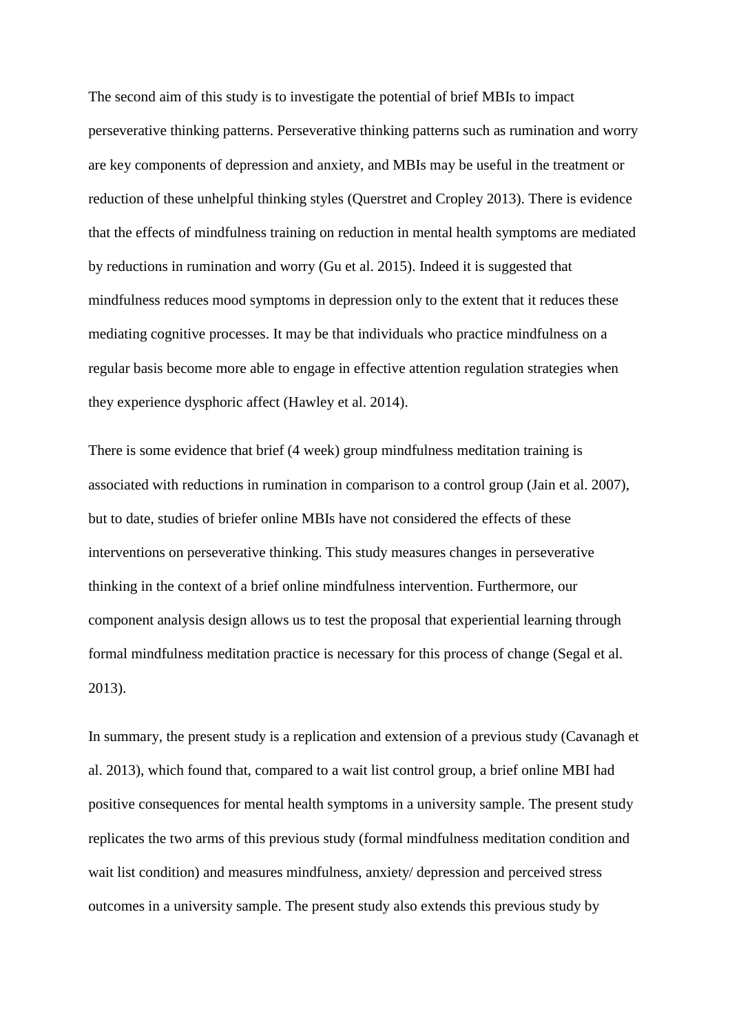The second aim of this study is to investigate the potential of brief MBIs to impact perseverative thinking patterns. Perseverative thinking patterns such as rumination and worry are key components of depression and anxiety, and MBIs may be useful in the treatment or reduction of these unhelpful thinking styles (Querstret and Cropley 2013). There is evidence that the effects of mindfulness training on reduction in mental health symptoms are mediated by reductions in rumination and worry (Gu et al. 2015). Indeed it is suggested that mindfulness reduces mood symptoms in depression only to the extent that it reduces these mediating cognitive processes. It may be that individuals who practice mindfulness on a regular basis become more able to engage in effective attention regulation strategies when they experience dysphoric affect (Hawley et al. 2014).

There is some evidence that brief (4 week) group mindfulness meditation training is associated with reductions in rumination in comparison to a control group (Jain et al. 2007), but to date, studies of briefer online MBIs have not considered the effects of these interventions on perseverative thinking. This study measures changes in perseverative thinking in the context of a brief online mindfulness intervention. Furthermore, our component analysis design allows us to test the proposal that experiential learning through formal mindfulness meditation practice is necessary for this process of change (Segal et al. 2013).

In summary, the present study is a replication and extension of a previous study (Cavanagh et al. 2013), which found that, compared to a wait list control group, a brief online MBI had positive consequences for mental health symptoms in a university sample. The present study replicates the two arms of this previous study (formal mindfulness meditation condition and wait list condition) and measures mindfulness, anxiety/ depression and perceived stress outcomes in a university sample. The present study also extends this previous study by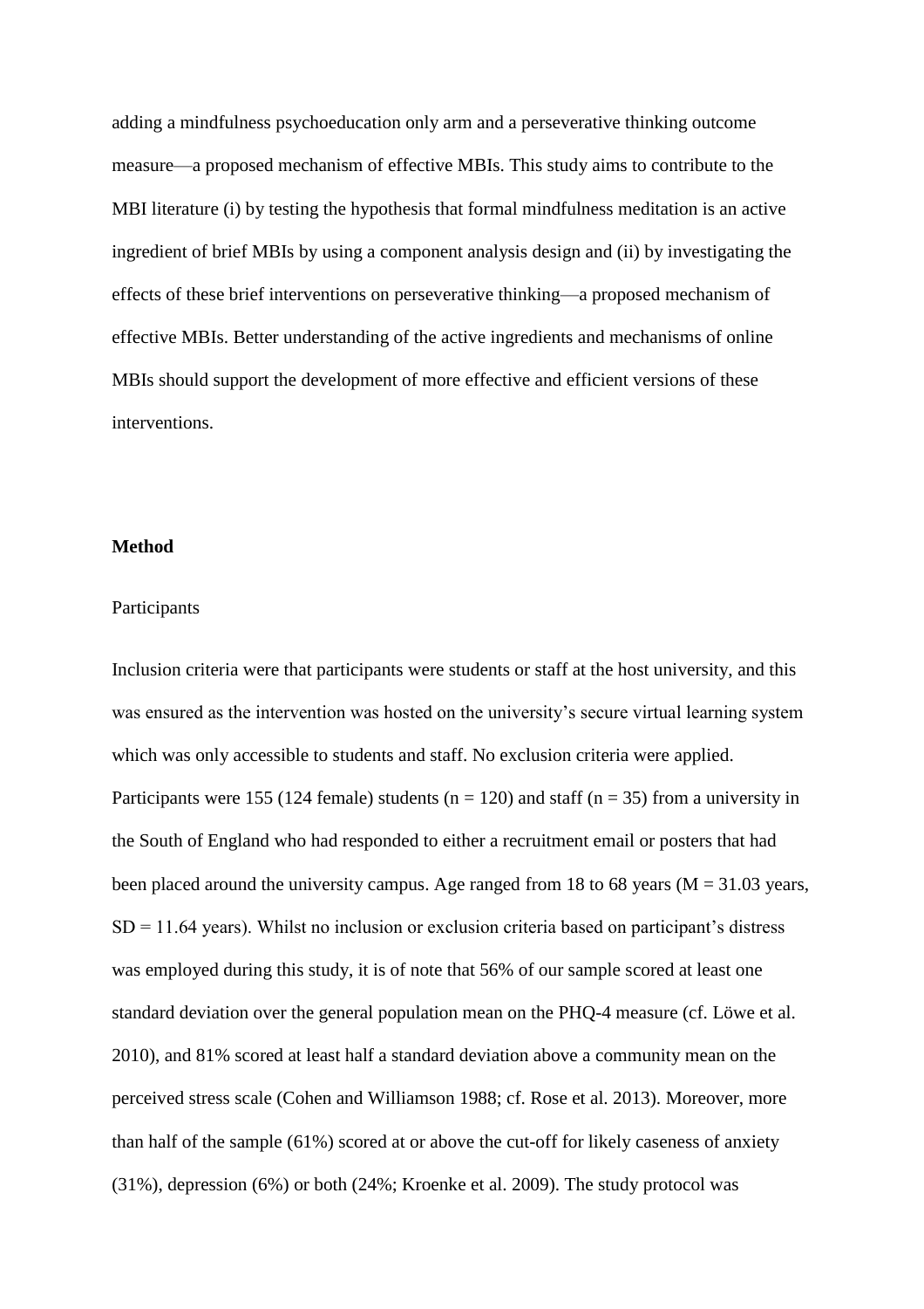adding a mindfulness psychoeducation only arm and a perseverative thinking outcome measure—a proposed mechanism of effective MBIs. This study aims to contribute to the MBI literature (i) by testing the hypothesis that formal mindfulness meditation is an active ingredient of brief MBIs by using a component analysis design and (ii) by investigating the effects of these brief interventions on perseverative thinking—a proposed mechanism of effective MBIs. Better understanding of the active ingredients and mechanisms of online MBIs should support the development of more effective and efficient versions of these interventions.

## Method

### Participants

Inclusion criteria were that participants were students or staff at the host university, and this was ensured as the intervention was hosted on the university's secure virtual learning system which was only accessible to students and staff. No exclusion criteria were applied. Participants were 155 (124 female) students ($n = 120$) and staff ($n = 35$) from a university in the South of England who had responded to either a recruitment email or posters that had been placed around the university campus. Age ranged from 18 to 68 years ($M = 31.03$ years, $SD = 11.64$ years). Whilst no inclusion or exclusion criteria based on participant's distress was employed during this study, it is of note that 56% of our sample scored at least one standard deviation over the general population mean on the PHQ-4 measure (cf. Löwe et al. 2010), and 81% scored at least half a standard deviation above a community mean on the perceived stress scale (Cohen and Williamson 1988; cf. Rose et al. 2013). Moreover, more than half of the sample (61%) scored at or above the cut-off for likely caseness of anxiety (31%), depression (6%) or both (24%; Kroenke et al. 2009). The study protocol was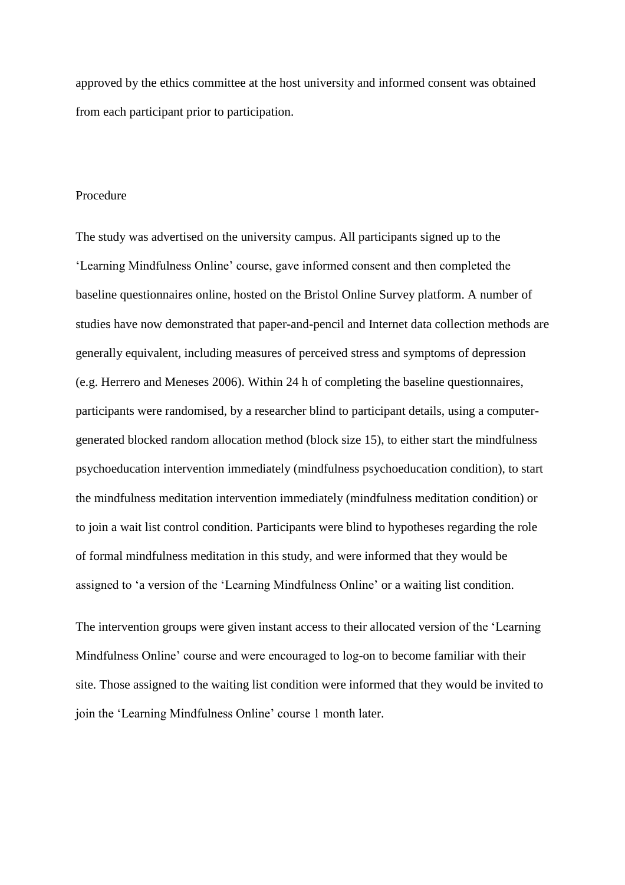approved by the ethics committee at the host university and informed consent was obtained from each participant prior to participation.

## Procedure

The study was advertised on the university campus. All participants signed up to the 'Learning Mindfulness Online' course, gave informed consent and then completed the baseline questionnaires online, hosted on the Bristol Online Survey platform. A number of studies have now demonstrated that paper-and-pencil and Internet data collection methods are generally equivalent, including measures of perceived stress and symptoms of depression (e.g. Herrero and Meneses 2006). Within 24 h of completing the baseline questionnaires, participants were randomised, by a researcher blind to participant details, using a computer-generated blocked random allocation method (block size 15), to either start the mindfulness psychoeducation intervention immediately (mindfulness psychoeducation condition), to start the mindfulness meditation intervention immediately (mindfulness meditation condition) or to join a wait list control condition. Participants were blind to hypotheses regarding the role of formal mindfulness meditation in this study, and were informed that they would be assigned to 'a version of the 'Learning Mindfulness Online' or a waiting list condition.

The intervention groups were given instant access to their allocated version of the 'Learning Mindfulness Online' course and were encouraged to log-on to become familiar with their site. Those assigned to the waiting list condition were informed that they would be invited to join the 'Learning Mindfulness Online' course 1 month later.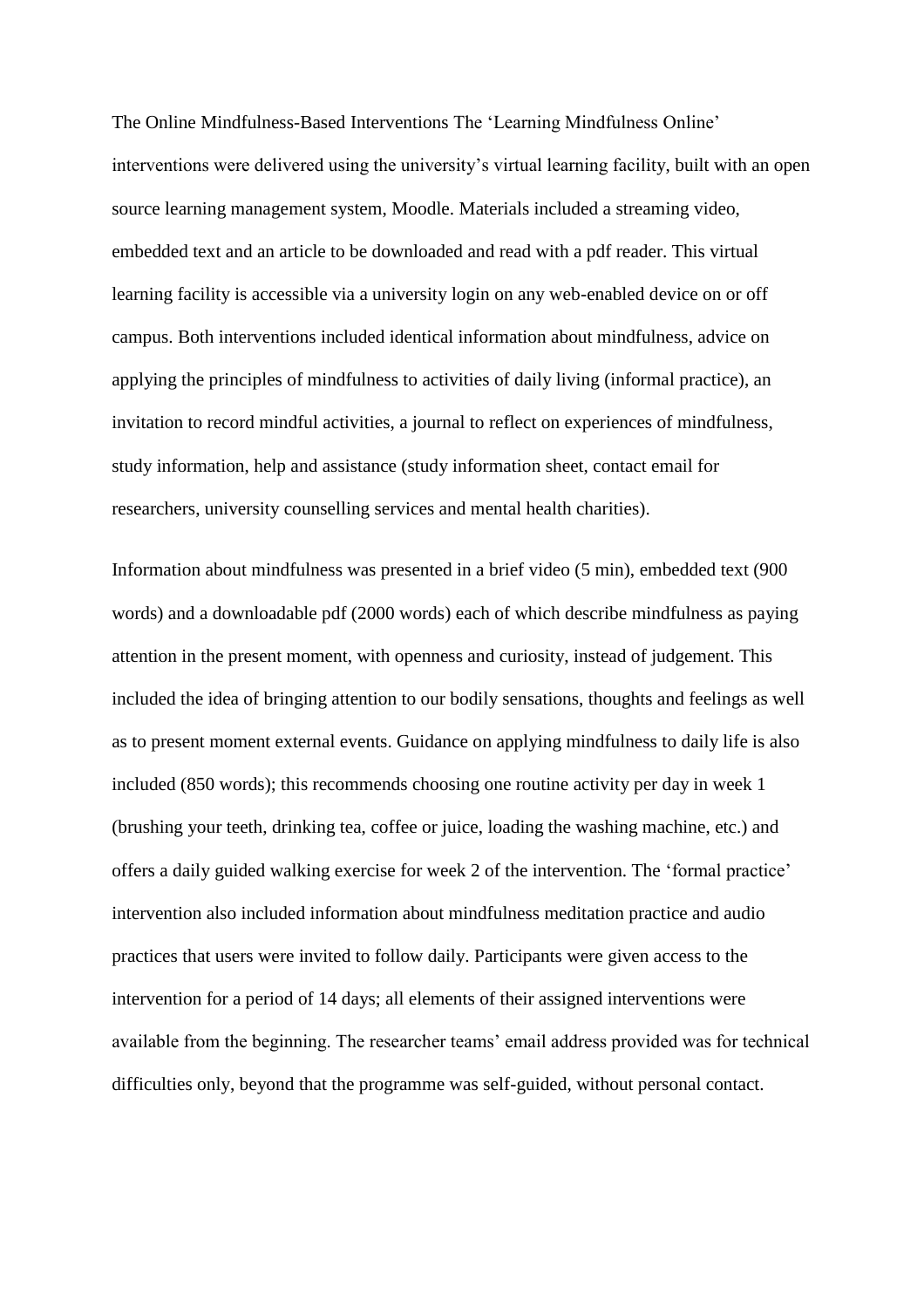The Online Mindfulness-Based Interventions The 'Learning Mindfulness Online' interventions were delivered using the university's virtual learning facility, built with an open source learning management system, Moodle. Materials included a streaming video, embedded text and an article to be downloaded and read with a pdf reader. This virtual learning facility is accessible via a university login on any web-enabled device on or off campus. Both interventions included identical information about mindfulness, advice on applying the principles of mindfulness to activities of daily living (informal practice), an invitation to record mindful activities, a journal to reflect on experiences of mindfulness, study information, help and assistance (study information sheet, contact email for researchers, university counselling services and mental health charities).

Information about mindfulness was presented in a brief video (5 min), embedded text (900 words) and a downloadable pdf (2000 words) each of which describe mindfulness as paying attention in the present moment, with openness and curiosity, instead of judgement. This included the idea of bringing attention to our bodily sensations, thoughts and feelings as well as to present moment external events. Guidance on applying mindfulness to daily life is also included (850 words); this recommends choosing one routine activity per day in week 1 (brushing your teeth, drinking tea, coffee or juice, loading the washing machine, etc.) and offers a daily guided walking exercise for week 2 of the intervention. The 'formal practice' intervention also included information about mindfulness meditation practice and audio practices that users were invited to follow daily. Participants were given access to the intervention for a period of 14 days; all elements of their assigned interventions were available from the beginning. The researcher teams' email address provided was for technical difficulties only, beyond that the programme was self-guided, without personal contact.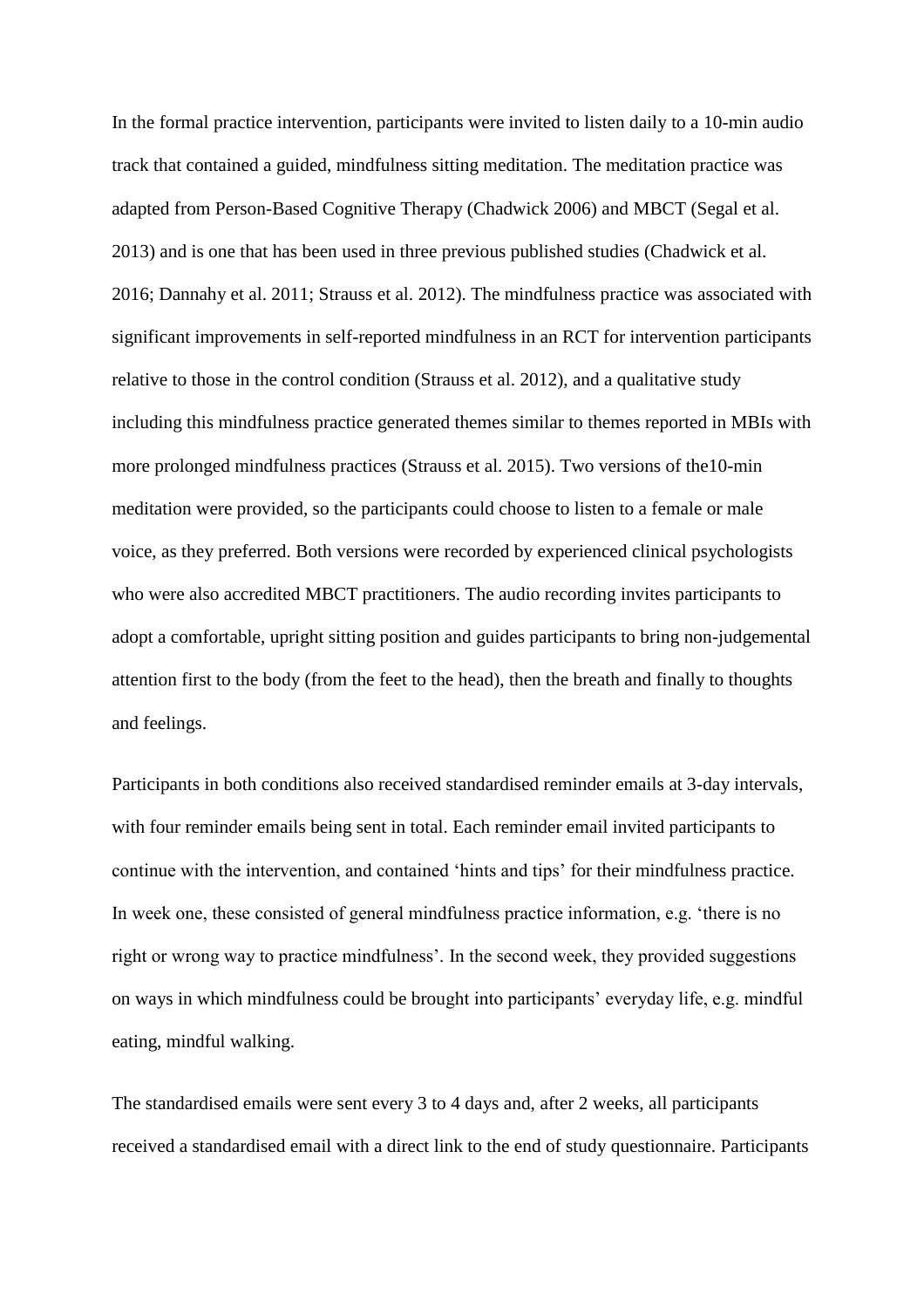In the formal practice intervention, participants were invited to listen daily to a 10-min audio track that contained a guided, mindfulness sitting meditation. The meditation practice was adapted from Person-Based Cognitive Therapy (Chadwick 2006) and MBCT (Segal et al. 2013) and is one that has been used in three previous published studies (Chadwick et al. 2016; Dannahy et al. 2011; Strauss et al. 2012). The mindfulness practice was associated with significant improvements in self-reported mindfulness in an RCT for intervention participants relative to those in the control condition (Strauss et al. 2012), and a qualitative study including this mindfulness practice generated themes similar to themes reported in MBIs with more prolonged mindfulness practices (Strauss et al. 2015). Two versions of the10-min meditation were provided, so the participants could choose to listen to a female or male voice, as they preferred. Both versions were recorded by experienced clinical psychologists who were also accredited MBCT practitioners. The audio recording invites participants to adopt a comfortable, upright sitting position and guides participants to bring non-judgemental attention first to the body (from the feet to the head), then the breath and finally to thoughts and feelings.

Participants in both conditions also received standardised reminder emails at 3-day intervals, with four reminder emails being sent in total. Each reminder email invited participants to continue with the intervention, and contained 'hints and tips' for their mindfulness practice. In week one, these consisted of general mindfulness practice information, e.g. 'there is no right or wrong way to practice mindfulness'. In the second week, they provided suggestions on ways in which mindfulness could be brought into participants' everyday life, e.g. mindful eating, mindful walking.

The standardised emails were sent every 3 to 4 days and, after 2 weeks, all participants received a standardised email with a direct link to the end of study questionnaire. Participants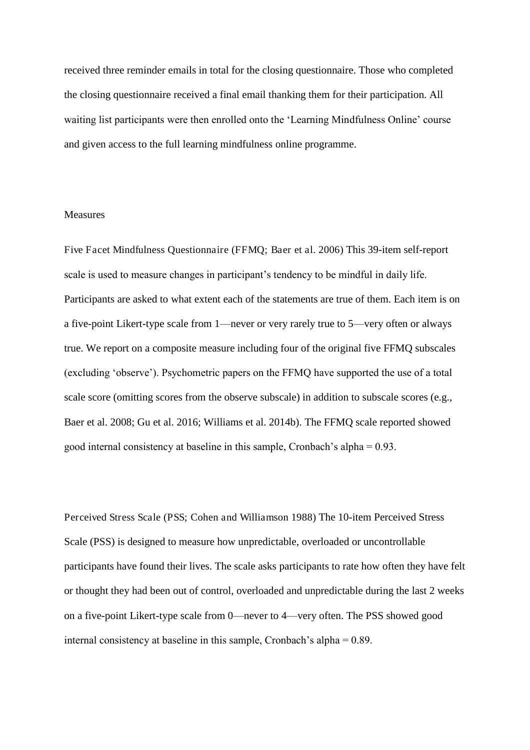received three reminder emails in total for the closing questionnaire. Those who completed the closing questionnaire received a final email thanking them for their participation. All waiting list participants were then enrolled onto the 'Learning Mindfulness Online' course and given access to the full learning mindfulness online programme.

## Measures

Five Facet Mindfulness Questionnaire (FFMQ; Baer et al. 2006) This 39-item self-report scale is used to measure changes in participant's tendency to be mindful in daily life. Participants are asked to what extent each of the statements are true of them. Each item is on a five-point Likert-type scale from 1—never or very rarely true to 5—very often or always true. We report on a composite measure including four of the original five FFMQ subscales (excluding 'observe'). Psychometric papers on the FFMQ have supported the use of a total scale score (omitting scores from the observe subscale) in addition to subscale scores (e.g., Baer et al. 2008; Gu et al. 2016; Williams et al. 2014b). The FFMQ scale reported showed good internal consistency at baseline in this sample, Cronbach's alpha = 0.93.

Perceived Stress Scale (PSS; Cohen and Williamson 1988) The 10-item Perceived Stress Scale (PSS) is designed to measure how unpredictable, overloaded or uncontrollable participants have found their lives. The scale asks participants to rate how often they have felt or thought they had been out of control, overloaded and unpredictable during the last 2 weeks on a five-point Likert-type scale from 0—never to 4—very often. The PSS showed good internal consistency at baseline in this sample, Cronbach's alpha = 0.89.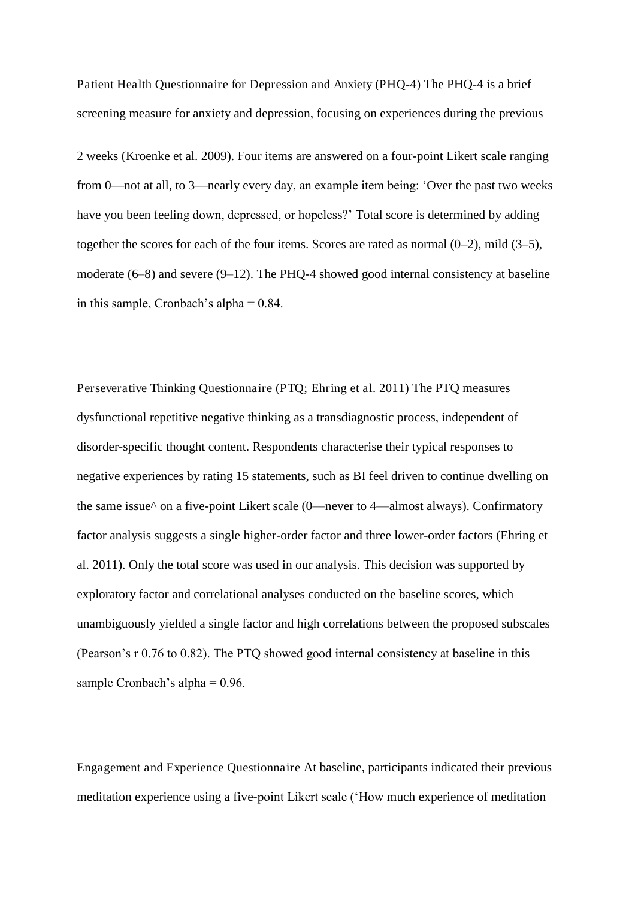Patient Health Questionnaire for Depression and Anxiety (PHQ-4) The PHQ-4 is a brief screening measure for anxiety and depression, focusing on experiences during the previous 2 weeks (Kroenke et al. 2009). Four items are answered on a four-point Likert scale ranging from 0—not at all, to 3—nearly every day, an example item being: 'Over the past two weeks have you been feeling down, depressed, or hopeless?' Total score is determined by adding together the scores for each of the four items. Scores are rated as normal (0–2), mild (3–5), moderate (6–8) and severe (9–12). The PHQ-4 showed good internal consistency at baseline in this sample, Cronbach's alpha = 0.84.

Perseverative Thinking Questionnaire (PTQ; Ehring et al. 2011) The PTQ measures dysfunctional repetitive negative thinking as a transdiagnostic process, independent of disorder-specific thought content. Respondents characterise their typical responses to negative experiences by rating 15 statements, such as BI feel driven to continue dwelling on the same issue^ on a five-point Likert scale (0—never to 4—almost always). Confirmatory factor analysis suggests a single higher-order factor and three lower-order factors (Ehring et al. 2011). Only the total score was used in our analysis. This decision was supported by exploratory factor and correlational analyses conducted on the baseline scores, which unambiguously yielded a single factor and high correlations between the proposed subscales (Pearson's r 0.76 to 0.82). The PTQ showed good internal consistency at baseline in this sample Cronbach's alpha = 0.96.

Engagement and Experience Questionnaire At baseline, participants indicated their previous meditation experience using a five-point Likert scale ('How much experience of meditation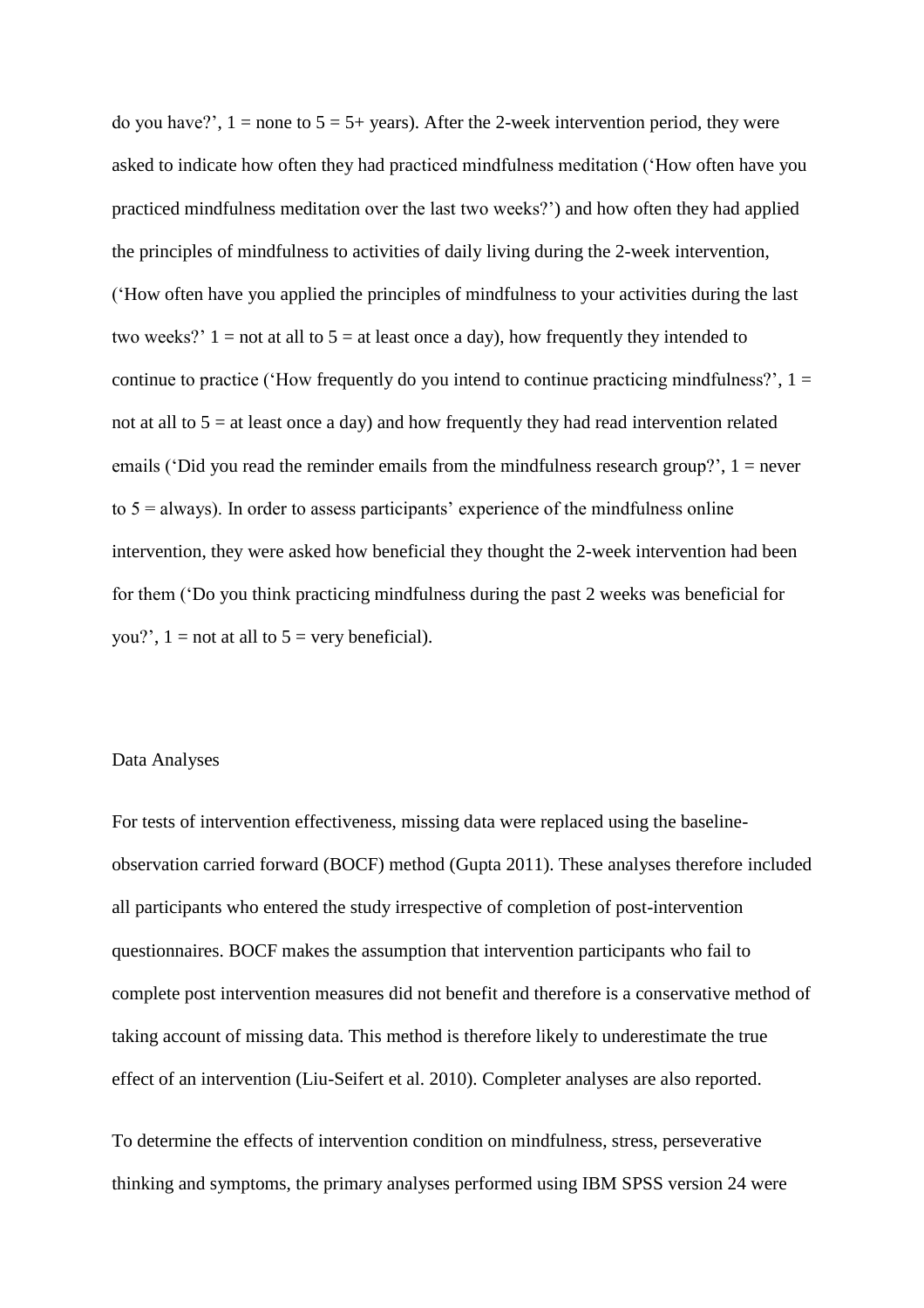do you have?', 1 = none to 5 = 5+ years). After the 2-week intervention period, they were asked to indicate how often they had practiced mindfulness meditation ('How often have you practiced mindfulness meditation over the last two weeks?') and how often they had applied the principles of mindfulness to activities of daily living during the 2-week intervention, ('How often have you applied the principles of mindfulness to your activities during the last two weeks?' 1 = not at all to 5 = at least once a day), how frequently they intended to continue to practice ('How frequently do you intend to continue practicing mindfulness?', 1 = not at all to 5 = at least once a day) and how frequently they had read intervention related emails ('Did you read the reminder emails from the mindfulness research group?', 1 = never to 5 = always). In order to assess participants' experience of the mindfulness online intervention, they were asked how beneficial they thought the 2-week intervention had been for them ('Do you think practicing mindfulness during the past 2 weeks was beneficial for you?', 1 = not at all to 5 = very beneficial).

## Data Analyses

For tests of intervention effectiveness, missing data were replaced using the baseline-observation carried forward (BOCF) method (Gupta 2011). These analyses therefore included all participants who entered the study irrespective of completion of post-intervention questionnaires. BOCF makes the assumption that intervention participants who fail to complete post intervention measures did not benefit and therefore is a conservative method of taking account of missing data. This method is therefore likely to underestimate the true effect of an intervention (Liu-Seifert et al. 2010). Completer analyses are also reported.

To determine the effects of intervention condition on mindfulness, stress, perseverative thinking and symptoms, the primary analyses performed using IBM SPSS version 24 were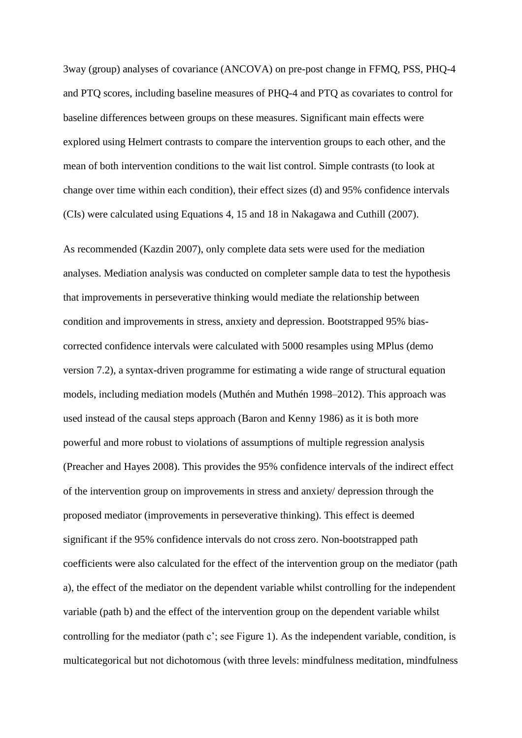3way (group) analyses of covariance (ANCOVA) on pre-post change in FFMQ, PSS, PHQ-4 and PTQ scores, including baseline measures of PHQ-4 and PTQ as covariates to control for baseline differences between groups on these measures. Significant main effects were explored using Helmert contrasts to compare the intervention groups to each other, and the mean of both intervention conditions to the wait list control. Simple contrasts (to look at change over time within each condition), their effect sizes (d) and 95% confidence intervals (CIs) were calculated using Equations 4, 15 and 18 in Nakagawa and Cuthill (2007).

As recommended (Kazdin 2007), only complete data sets were used for the mediation analyses. Mediation analysis was conducted on completer sample data to test the hypothesis that improvements in perseverative thinking would mediate the relationship between condition and improvements in stress, anxiety and depression. Bootstrapped 95% bias-corrected confidence intervals were calculated with 5000 resamples using MPlus (demo version 7.2), a syntax-driven programme for estimating a wide range of structural equation models, including mediation models (Muthén and Muthén 1998–2012). This approach was used instead of the causal steps approach (Baron and Kenny 1986) as it is both more powerful and more robust to violations of assumptions of multiple regression analysis (Preacher and Hayes 2008). This provides the 95% confidence intervals of the indirect effect of the intervention group on improvements in stress and anxiety/ depression through the proposed mediator (improvements in perseverative thinking). This effect is deemed significant if the 95% confidence intervals do not cross zero. Non-bootstrapped path coefficients were also calculated for the effect of the intervention group on the mediator (path a), the effect of the mediator on the dependent variable whilst controlling for the independent variable (path b) and the effect of the intervention group on the dependent variable whilst controlling for the mediator (path c'; see Figure 1). As the independent variable, condition, is multicategorical but not dichotomous (with three levels: mindfulness meditation, mindfulness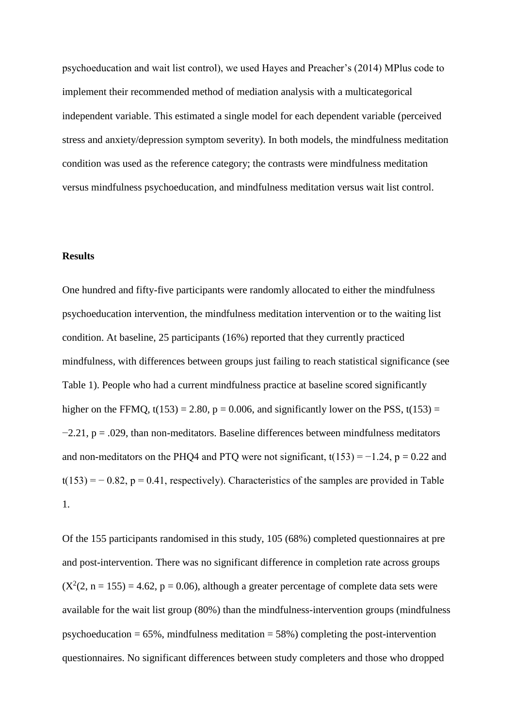psychoeducation and wait list control), we used Hayes and Preacher's (2014) MPlus code to implement their recommended method of mediation analysis with a multicategorical independent variable. This estimated a single model for each dependent variable (perceived stress and anxiety/depression symptom severity). In both models, the mindfulness meditation condition was used as the reference category; the contrasts were mindfulness meditation versus mindfulness psychoeducation, and mindfulness meditation versus wait list control.

## Results

One hundred and fifty-five participants were randomly allocated to either the mindfulness psychoeducation intervention, the mindfulness meditation intervention or to the waiting list condition. At baseline, 25 participants (16%) reported that they currently practiced mindfulness, with differences between groups just failing to reach statistical significance (see Table 1). People who had a current mindfulness practice at baseline scored significantly higher on the FFMQ, $t(153) = 2.80$, $p = 0.006$, and significantly lower on the PSS, $t(153) = -2.21$, $p = .029$, than non-meditators. Baseline differences between mindfulness meditators and non-meditators on the PHQ4 and PTQ were not significant, $t(153) = -1.24$, $p = 0.22$ and $t(153) = -0.82$, $p = 0.41$, respectively). Characteristics of the samples are provided in Table 1.

Of the 155 participants randomised in this study, 105 (68%) completed questionnaires at pre and post-intervention. There was no significant difference in completion rate across groups ($X^2(2, n = 155) = 4.62$, $p = 0.06$), although a greater percentage of complete data sets were available for the wait list group (80%) than the mindfulness-intervention groups (mindfulness psychoeducation = 65%, mindfulness meditation = 58%) completing the post-intervention questionnaires. No significant differences between study completers and those who dropped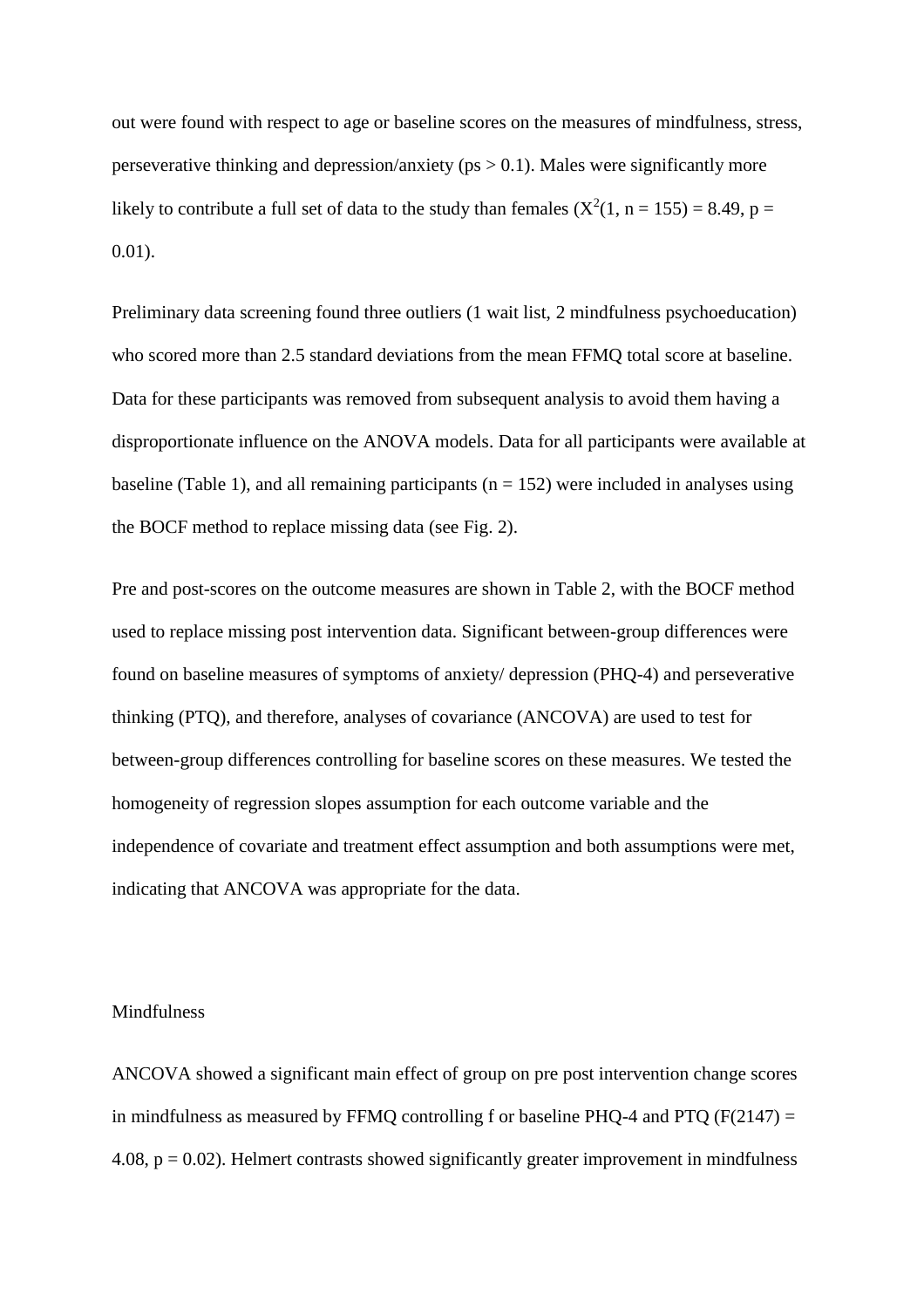out were found with respect to age or baseline scores on the measures of mindfulness, stress, perseverative thinking and depression/anxiety (ps > 0.1). Males were significantly more likely to contribute a full set of data to the study than females ($X^2(1, n = 155) = 8.49$, $p = 0.01$).

Preliminary data screening found three outliers (1 wait list, 2 mindfulness psychoeducation) who scored more than 2.5 standard deviations from the mean FFMQ total score at baseline. Data for these participants was removed from subsequent analysis to avoid them having a disproportionate influence on the ANOVA models. Data for all participants were available at baseline (Table 1), and all remaining participants (n = 152) were included in analyses using the BOCF method to replace missing data (see Fig. 2).

Pre and post-scores on the outcome measures are shown in Table 2, with the BOCF method used to replace missing post intervention data. Significant between-group differences were found on baseline measures of symptoms of anxiety/ depression (PHQ-4) and perseverative thinking (PTQ), and therefore, analyses of covariance (ANCOVA) are used to test for between-group differences controlling for baseline scores on these measures. We tested the homogeneity of regression slopes assumption for each outcome variable and the independence of covariate and treatment effect assumption and both assumptions were met, indicating that ANCOVA was appropriate for the data.

Mindfulness

ANCOVA showed a significant main effect of group on pre post intervention change scores in mindfulness as measured by FFMQ controlling f or baseline PHQ-4 and PTQ ($F(2147) = 4.08$, $p = 0.02$). Helmert contrasts showed significantly greater improvement in mindfulness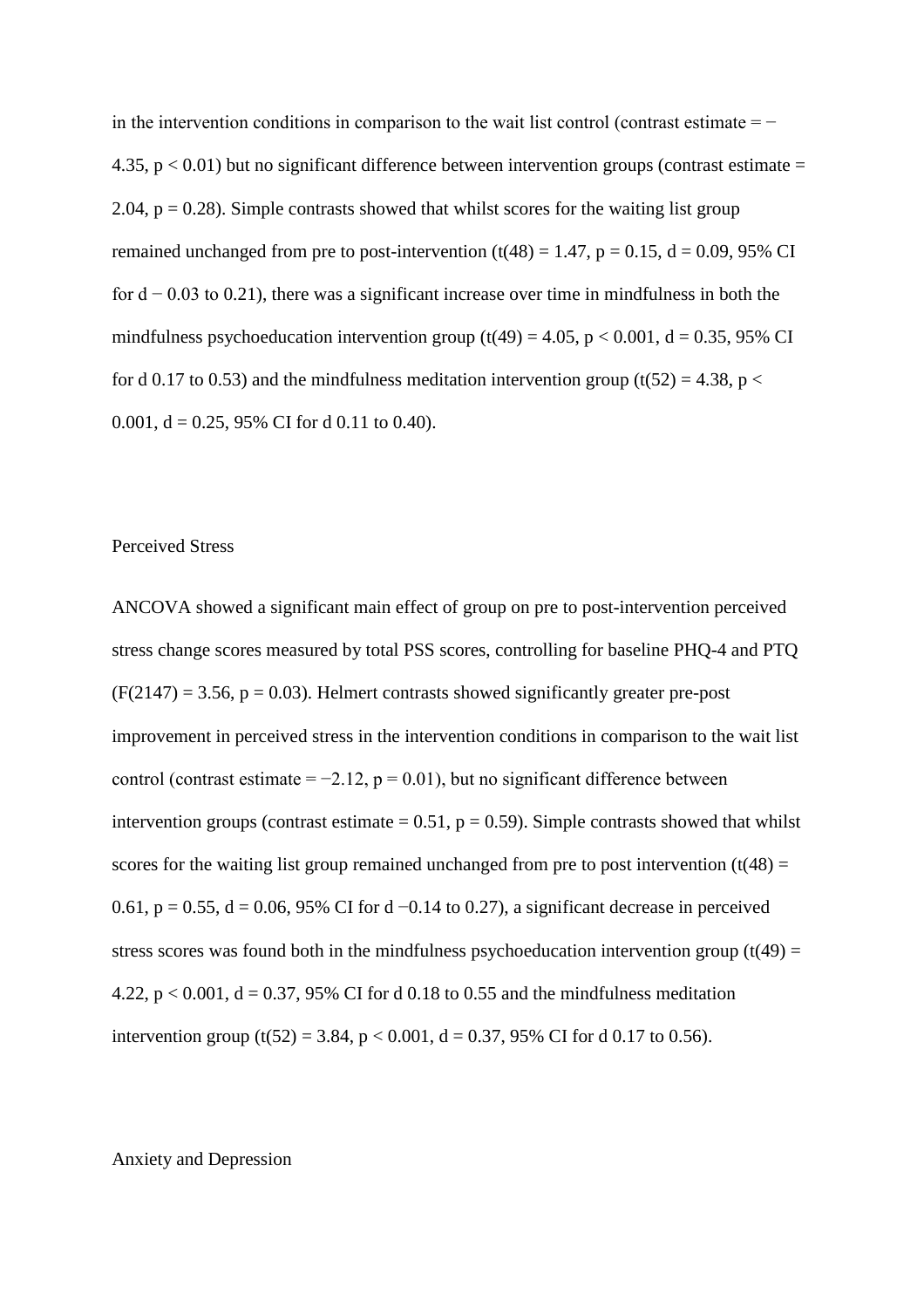in the intervention conditions in comparison to the wait list control (contrast estimate = − 4.35, $p < 0.01$) but no significant difference between intervention groups (contrast estimate = 2.04, $p = 0.28$). Simple contrasts showed that whilst scores for the waiting list group remained unchanged from pre to post-intervention ($t(48) = 1.47$, $p = 0.15$, $d = 0.09$, 95% CI for d − 0.03 to 0.21), there was a significant increase over time in mindfulness in both the mindfulness psychoeducation intervention group ($t(49) = 4.05$, $p < 0.001$, $d = 0.35$, 95% CI for d 0.17 to 0.53) and the mindfulness meditation intervention group ($t(52) = 4.38$, $p < 0.001$, $d = 0.25$, 95% CI for d 0.11 to 0.40).

## Perceived Stress

ANCOVA showed a significant main effect of group on pre to post-intervention perceived stress change scores measured by total PSS scores, controlling for baseline PHQ-4 and PTQ ($F(2147) = 3.56$, $p = 0.03$). Helmert contrasts showed significantly greater pre-post improvement in perceived stress in the intervention conditions in comparison to the wait list control (contrast estimate = −2.12, $p = 0.01$), but no significant difference between intervention groups (contrast estimate = 0.51, $p = 0.59$). Simple contrasts showed that whilst scores for the waiting list group remained unchanged from pre to post intervention ($t(48) = 0.61$, $p = 0.55$, $d = 0.06$, 95% CI for d −0.14 to 0.27), a significant decrease in perceived stress scores was found both in the mindfulness psychoeducation intervention group ($t(49) = 4.22$, $p < 0.001$, $d = 0.37$, 95% CI for d 0.18 to 0.55 and the mindfulness meditation intervention group ($t(52) = 3.84$, $p < 0.001$, $d = 0.37$, 95% CI for d 0.17 to 0.56).

## Anxiety and Depression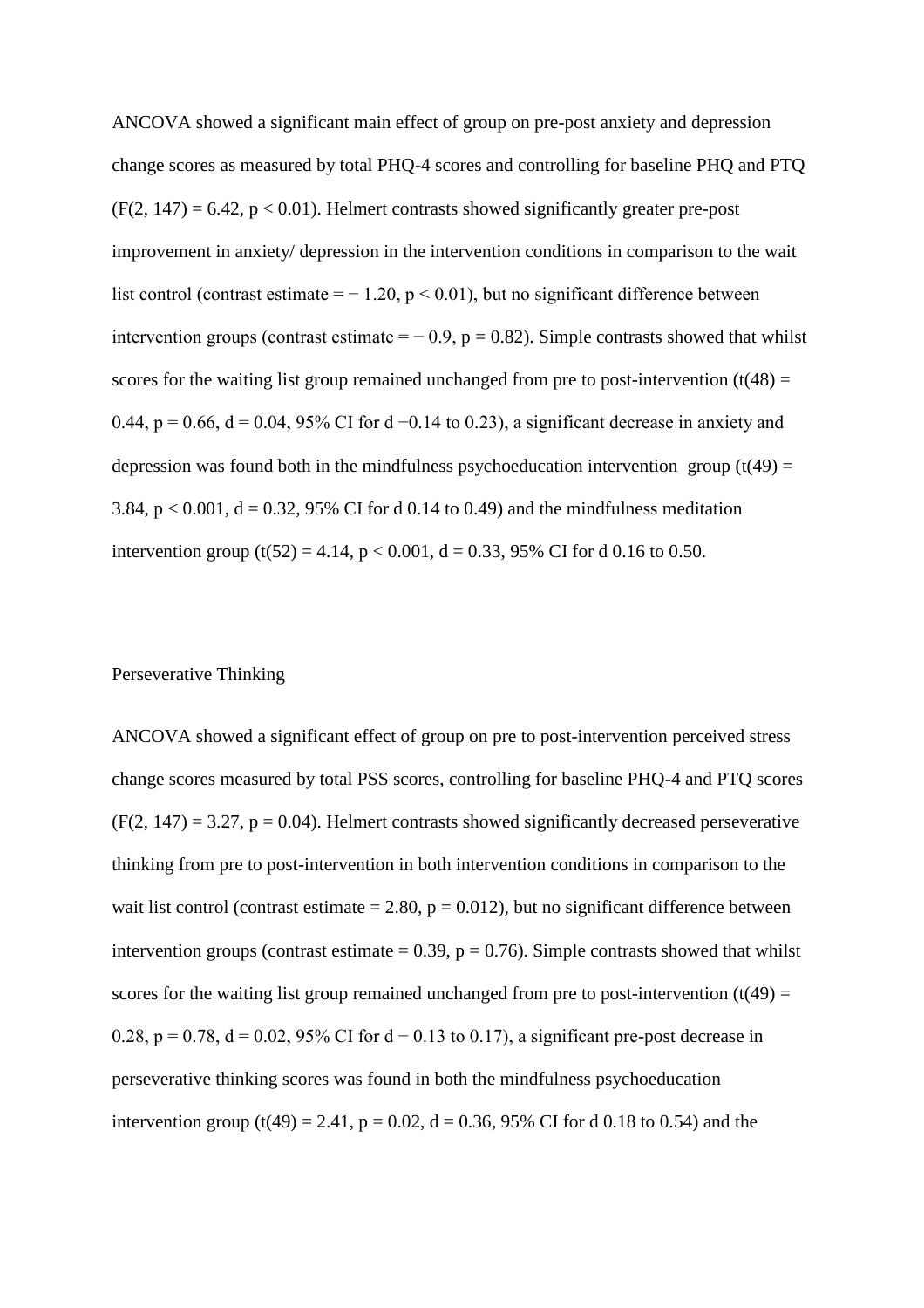ANCOVA showed a significant main effect of group on pre-post anxiety and depression change scores as measured by total PHQ-4 scores and controlling for baseline PHQ and PTQ ($F(2, 147) = 6.42$, $p < 0.01$). Helmert contrasts showed significantly greater pre-post improvement in anxiety/ depression in the intervention conditions in comparison to the wait list control (contrast estimate = − 1.20, $p < 0.01$), but no significant difference between intervention groups (contrast estimate = − 0.9, $p = 0.82$). Simple contrasts showed that whilst scores for the waiting list group remained unchanged from pre to post-intervention ($t(48) = 0.44$, $p = 0.66$, $d = 0.04$, 95% CI for d −0.14 to 0.23), a significant decrease in anxiety and depression was found both in the mindfulness psychoeducation intervention group ($t(49) = 3.84$, $p < 0.001$, $d = 0.32$, 95% CI for d 0.14 to 0.49) and the mindfulness meditation intervention group ($t(52) = 4.14$, $p < 0.001$, $d = 0.33$, 95% CI for d 0.16 to 0.50.

## Perseverative Thinking

ANCOVA showed a significant effect of group on pre to post-intervention perceived stress change scores measured by total PSS scores, controlling for baseline PHQ-4 and PTQ scores ($F(2, 147) = 3.27$, $p = 0.04$). Helmert contrasts showed significantly decreased perseverative thinking from pre to post-intervention in both intervention conditions in comparison to the wait list control (contrast estimate = 2.80, $p = 0.012$), but no significant difference between intervention groups (contrast estimate = 0.39, $p = 0.76$). Simple contrasts showed that whilst scores for the waiting list group remained unchanged from pre to post-intervention ($t(49) = 0.28$, $p = 0.78$, $d = 0.02$, 95% CI for d − 0.13 to 0.17), a significant pre-post decrease in perseverative thinking scores was found in both the mindfulness psychoeducation intervention group ($t(49) = 2.41$, $p = 0.02$, $d = 0.36$, 95% CI for d 0.18 to 0.54) and the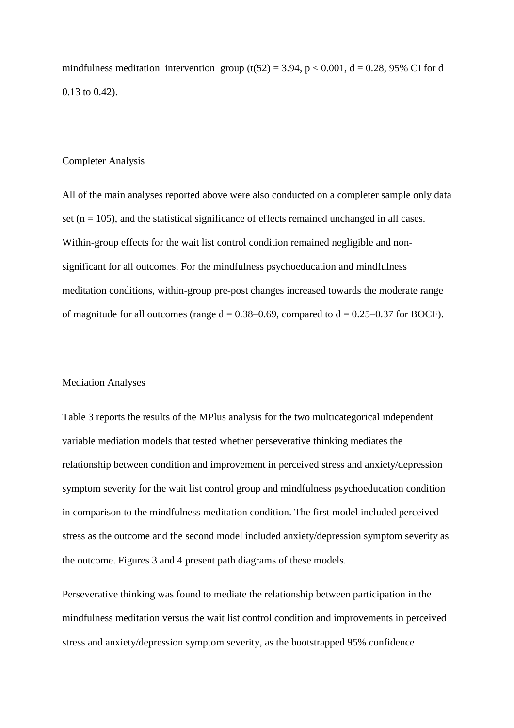mindfulness meditation intervention group ($t(52) = 3.94$, $p < 0.001$, $d = 0.28$, 95% CI for d 0.13 to 0.42).

## Completer Analysis

All of the main analyses reported above were also conducted on a completer sample only data set ($n = 105$), and the statistical significance of effects remained unchanged in all cases. Within-group effects for the wait list control condition remained negligible and non-significant for all outcomes. For the mindfulness psychoeducation and mindfulness meditation conditions, within-group pre-post changes increased towards the moderate range of magnitude for all outcomes (range $d = 0.38–0.69$, compared to $d = 0.25–0.37$ for BOCF).

## Mediation Analyses

Table 3 reports the results of the MPlus analysis for the two multicategorical independent variable mediation models that tested whether perseverative thinking mediates the relationship between condition and improvement in perceived stress and anxiety/depression symptom severity for the wait list control group and mindfulness psychoeducation condition in comparison to the mindfulness meditation condition. The first model included perceived stress as the outcome and the second model included anxiety/depression symptom severity as the outcome. Figures 3 and 4 present path diagrams of these models.

Perseverative thinking was found to mediate the relationship between participation in the mindfulness meditation versus the wait list control condition and improvements in perceived stress and anxiety/depression symptom severity, as the bootstrapped 95% confidence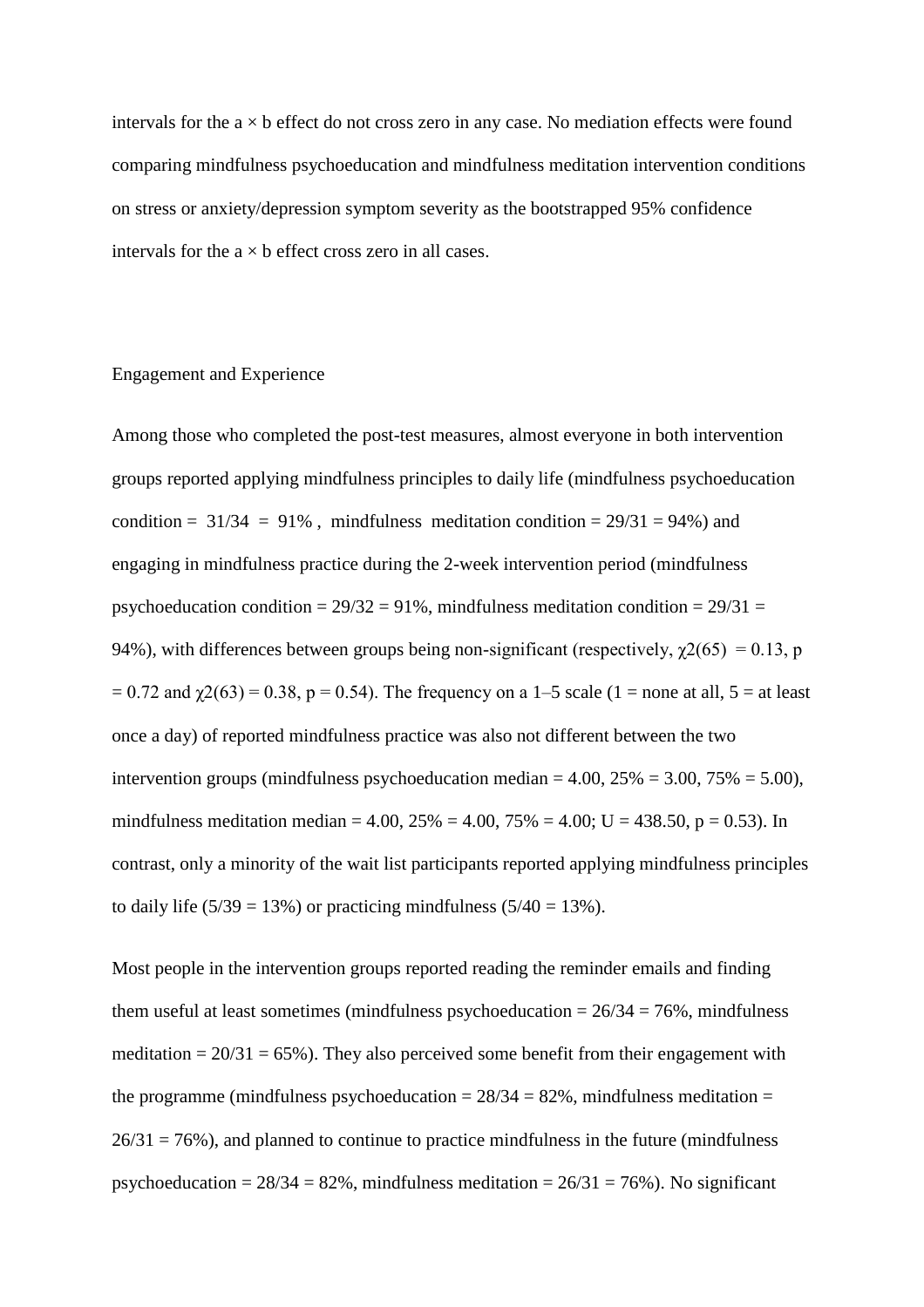intervals for the $a \times b$ effect do not cross zero in any case. No mediation effects were found comparing mindfulness psychoeducation and mindfulness meditation intervention conditions on stress or anxiety/depression symptom severity as the bootstrapped 95% confidence intervals for the $a \times b$ effect cross zero in all cases.

## Engagement and Experience

Among those who completed the post-test measures, almost everyone in both intervention groups reported applying mindfulness principles to daily life (mindfulness psychoeducation condition = 31/34 = 91%, mindfulness meditation condition = 29/31 = 94%) and engaging in mindfulness practice during the 2-week intervention period (mindfulness psychoeducation condition = 29/32 = 91%, mindfulness meditation condition = 29/31 = 94%), with differences between groups being non-significant (respectively, $\chi2(65) = 0.13$, $p = 0.72$ and $\chi2(63) = 0.38$, $p = 0.54$). The frequency on a 1–5 scale (1 = none at all, 5 = at least once a day) of reported mindfulness practice was also not different between the two intervention groups (mindfulness psychoeducation median = 4.00, 25% = 3.00, 75% = 5.00), mindfulness meditation median = 4.00, 25% = 4.00, 75% = 4.00; $U = 438.50$, $p = 0.53$). In contrast, only a minority of the wait list participants reported applying mindfulness principles to daily life (5/39 = 13%) or practicing mindfulness (5/40 = 13%).

Most people in the intervention groups reported reading the reminder emails and finding them useful at least sometimes (mindfulness psychoeducation = 26/34 = 76%, mindfulness meditation = 20/31 = 65%). They also perceived some benefit from their engagement with the programme (mindfulness psychoeducation = 28/34 = 82%, mindfulness meditation = 26/31 = 76%), and planned to continue to practice mindfulness in the future (mindfulness psychoeducation = 28/34 = 82%, mindfulness meditation = 26/31 = 76%). No significant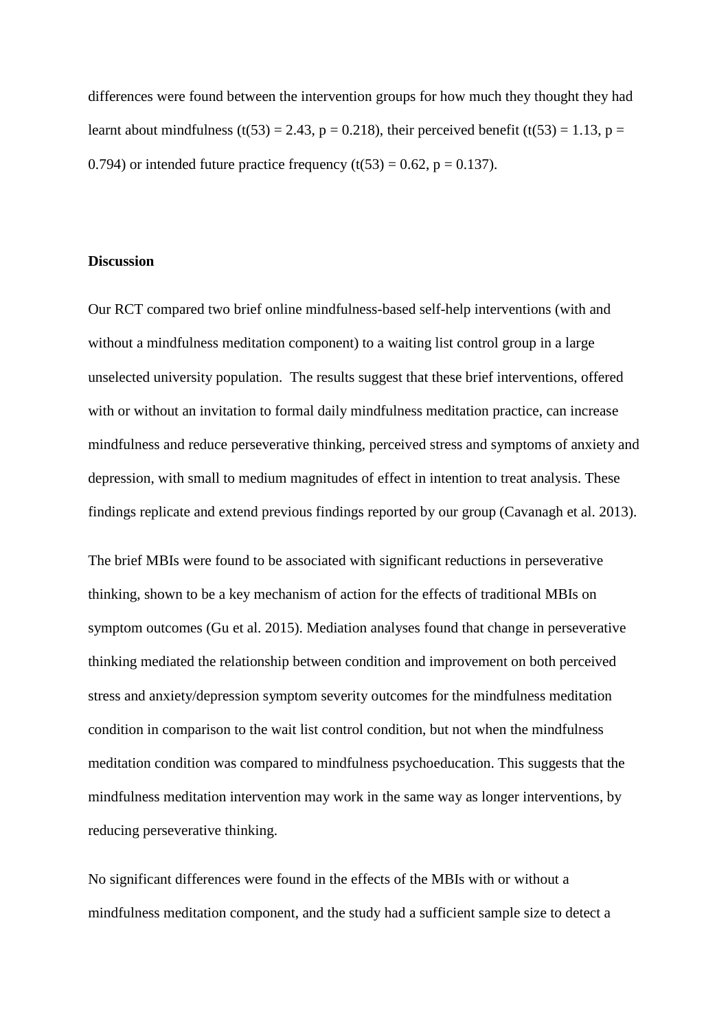differences were found between the intervention groups for how much they thought they had learnt about mindfulness ($t(53) = 2.43$, $p = 0.218$), their perceived benefit ($t(53) = 1.13$, $p = 0.794$) or intended future practice frequency ($t(53) = 0.62$, $p = 0.137$).

**Discussion**

Our RCT compared two brief online mindfulness-based self-help interventions (with and without a mindfulness meditation component) to a waiting list control group in a large unselected university population. The results suggest that these brief interventions, offered with or without an invitation to formal daily mindfulness meditation practice, can increase mindfulness and reduce perseverative thinking, perceived stress and symptoms of anxiety and depression, with small to medium magnitudes of effect in intention to treat analysis. These findings replicate and extend previous findings reported by our group (Cavanagh et al. 2013).

The brief MBIs were found to be associated with significant reductions in perseverative thinking, shown to be a key mechanism of action for the effects of traditional MBIs on symptom outcomes (Gu et al. 2015). Mediation analyses found that change in perseverative thinking mediated the relationship between condition and improvement on both perceived stress and anxiety/depression symptom severity outcomes for the mindfulness meditation condition in comparison to the wait list control condition, but not when the mindfulness meditation condition was compared to mindfulness psychoeducation. This suggests that the mindfulness meditation intervention may work in the same way as longer interventions, by reducing perseverative thinking.

No significant differences were found in the effects of the MBIs with or without a mindfulness meditation component, and the study had a sufficient sample size to detect a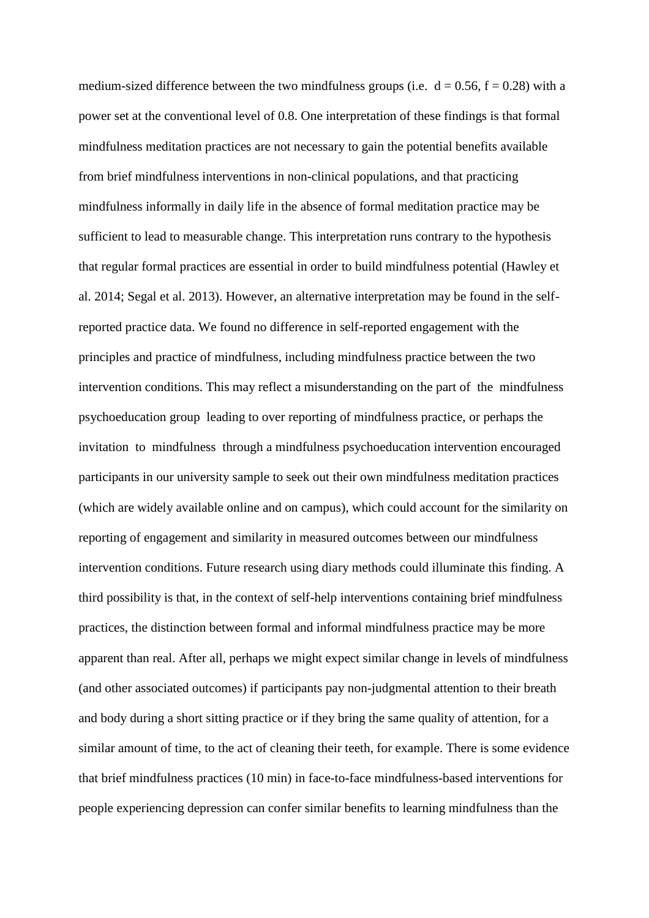medium-sized difference between the two mindfulness groups (i.e. $d = 0.56$, $f = 0.28$) with a power set at the conventional level of 0.8. One interpretation of these findings is that formal mindfulness meditation practices are not necessary to gain the potential benefits available from brief mindfulness interventions in non-clinical populations, and that practicing mindfulness informally in daily life in the absence of formal meditation practice may be sufficient to lead to measurable change. This interpretation runs contrary to the hypothesis that regular formal practices are essential in order to build mindfulness potential (Hawley et al. 2014; Segal et al. 2013). However, an alternative interpretation may be found in the self-reported practice data. We found no difference in self-reported engagement with the principles and practice of mindfulness, including mindfulness practice between the two intervention conditions. This may reflect a misunderstanding on the part of the mindfulness psychoeducation group leading to over reporting of mindfulness practice, or perhaps the invitation to mindfulness through a mindfulness psychoeducation intervention encouraged participants in our university sample to seek out their own mindfulness meditation practices (which are widely available online and on campus), which could account for the similarity on reporting of engagement and similarity in measured outcomes between our mindfulness intervention conditions. Future research using diary methods could illuminate this finding. A third possibility is that, in the context of self-help interventions containing brief mindfulness practices, the distinction between formal and informal mindfulness practice may be more apparent than real. After all, perhaps we might expect similar change in levels of mindfulness (and other associated outcomes) if participants pay non-judgmental attention to their breath and body during a short sitting practice or if they bring the same quality of attention, for a similar amount of time, to the act of cleaning their teeth, for example. There is some evidence that brief mindfulness practices (10 min) in face-to-face mindfulness-based interventions for people experiencing depression can confer similar benefits to learning mindfulness than the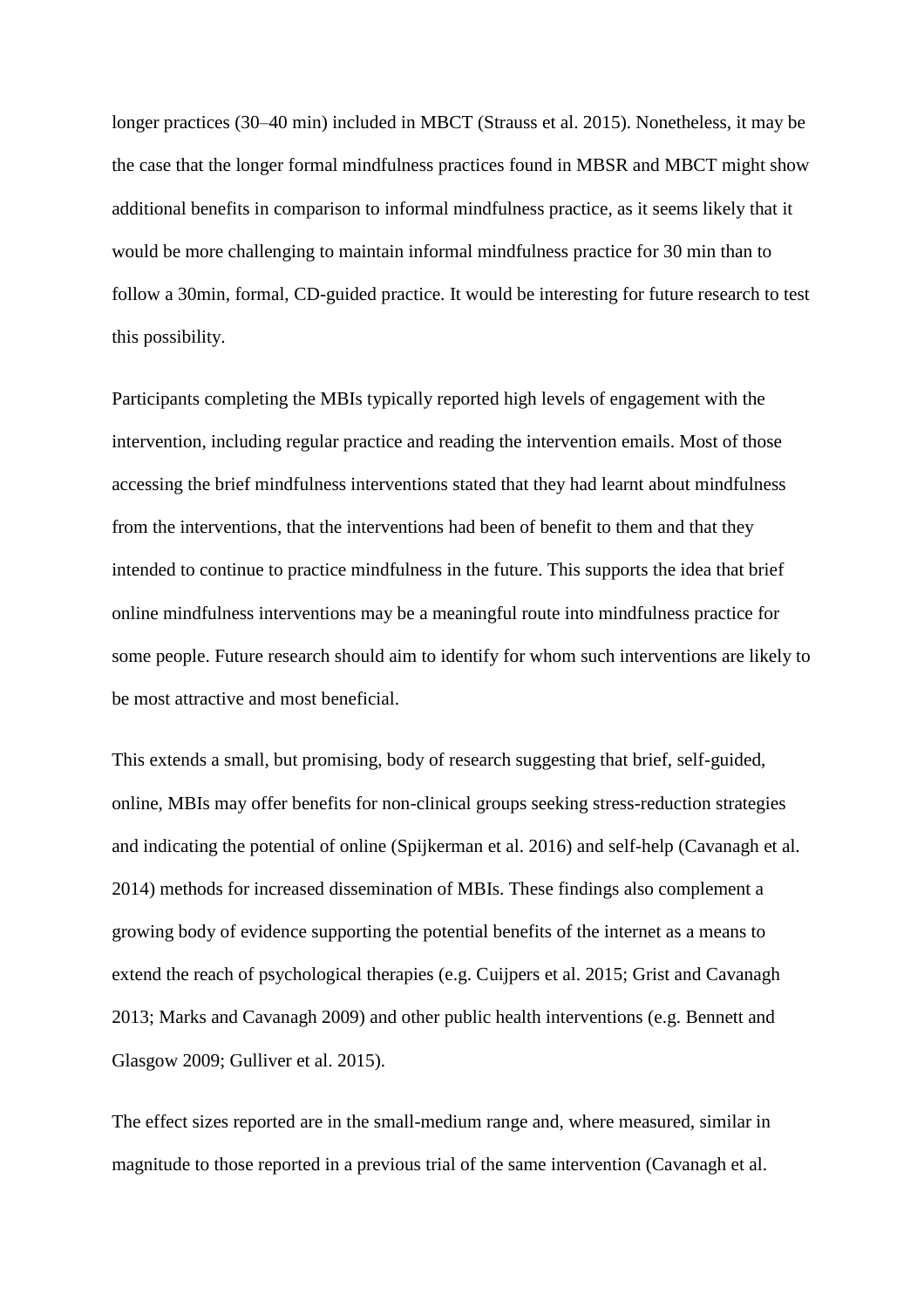longer practices (30–40 min) included in MBCT (Strauss et al. 2015). Nonetheless, it may be the case that the longer formal mindfulness practices found in MBSR and MBCT might show additional benefits in comparison to informal mindfulness practice, as it seems likely that it would be more challenging to maintain informal mindfulness practice for 30 min than to follow a 30min, formal, CD-guided practice. It would be interesting for future research to test this possibility.

Participants completing the MBIs typically reported high levels of engagement with the intervention, including regular practice and reading the intervention emails. Most of those accessing the brief mindfulness interventions stated that they had learnt about mindfulness from the interventions, that the interventions had been of benefit to them and that they intended to continue to practice mindfulness in the future. This supports the idea that brief online mindfulness interventions may be a meaningful route into mindfulness practice for some people. Future research should aim to identify for whom such interventions are likely to be most attractive and most beneficial.

This extends a small, but promising, body of research suggesting that brief, self-guided, online, MBIs may offer benefits for non-clinical groups seeking stress-reduction strategies and indicating the potential of online (Spijkerman et al. 2016) and self-help (Cavanagh et al. 2014) methods for increased dissemination of MBIs. These findings also complement a growing body of evidence supporting the potential benefits of the internet as a means to extend the reach of psychological therapies (e.g. Cuijpers et al. 2015; Grist and Cavanagh 2013; Marks and Cavanagh 2009) and other public health interventions (e.g. Bennett and Glasgow 2009; Gulliver et al. 2015).

The effect sizes reported are in the small-medium range and, where measured, similar in magnitude to those reported in a previous trial of the same intervention (Cavanagh et al.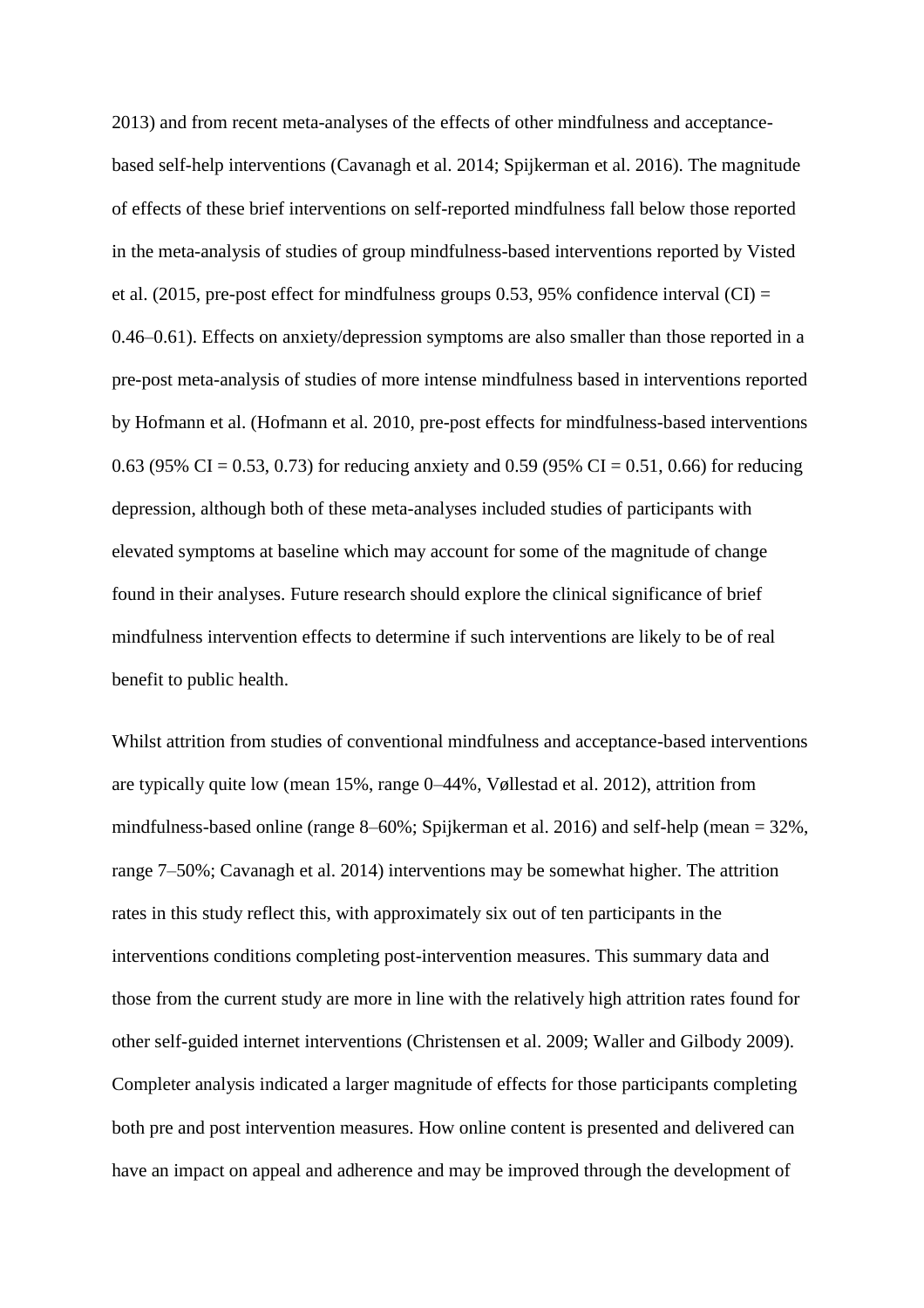2013) and from recent meta-analyses of the effects of other mindfulness and acceptance-based self-help interventions (Cavanagh et al. 2014; Spijkerman et al. 2016). The magnitude of effects of these brief interventions on self-reported mindfulness fall below those reported in the meta-analysis of studies of group mindfulness-based interventions reported by Visted et al. (2015, pre-post effect for mindfulness groups 0.53, 95% confidence interval (CI) = 0.46–0.61). Effects on anxiety/depression symptoms are also smaller than those reported in a pre-post meta-analysis of studies of more intense mindfulness based in interventions reported by Hofmann et al. (Hofmann et al. 2010, pre-post effects for mindfulness-based interventions 0.63 (95% CI = 0.53, 0.73) for reducing anxiety and 0.59 (95% CI = 0.51, 0.66) for reducing depression, although both of these meta-analyses included studies of participants with elevated symptoms at baseline which may account for some of the magnitude of change found in their analyses. Future research should explore the clinical significance of brief mindfulness intervention effects to determine if such interventions are likely to be of real benefit to public health.

Whilst attrition from studies of conventional mindfulness and acceptance-based interventions are typically quite low (mean 15%, range 0–44%, Vøllestad et al. 2012), attrition from mindfulness-based online (range 8–60%; Spijkerman et al. 2016) and self-help (mean = 32%, range 7–50%; Cavanagh et al. 2014) interventions may be somewhat higher. The attrition rates in this study reflect this, with approximately six out of ten participants in the interventions conditions completing post-intervention measures. This summary data and those from the current study are more in line with the relatively high attrition rates found for other self-guided internet interventions (Christensen et al. 2009; Waller and Gilbody 2009). Completer analysis indicated a larger magnitude of effects for those participants completing both pre and post intervention measures. How online content is presented and delivered can have an impact on appeal and adherence and may be improved through the development of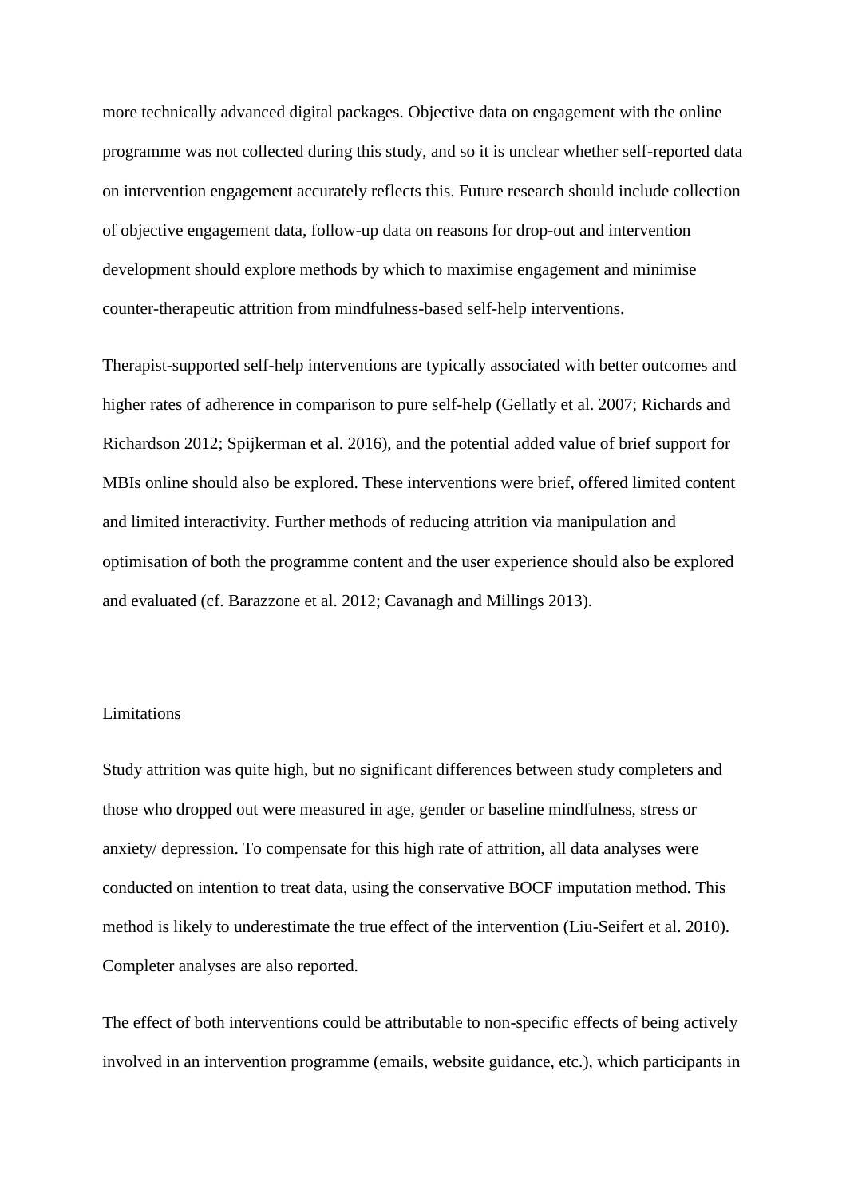more technically advanced digital packages. Objective data on engagement with the online programme was not collected during this study, and so it is unclear whether self-reported data on intervention engagement accurately reflects this. Future research should include collection of objective engagement data, follow-up data on reasons for drop-out and intervention development should explore methods by which to maximise engagement and minimise counter-therapeutic attrition from mindfulness-based self-help interventions.

Therapist-supported self-help interventions are typically associated with better outcomes and higher rates of adherence in comparison to pure self-help (Gellatly et al. 2007; Richards and Richardson 2012; Spijkerman et al. 2016), and the potential added value of brief support for MBIs online should also be explored. These interventions were brief, offered limited content and limited interactivity. Further methods of reducing attrition via manipulation and optimisation of both the programme content and the user experience should also be explored and evaluated (cf. Barazzone et al. 2012; Cavanagh and Millings 2013).

## Limitations

Study attrition was quite high, but no significant differences between study completers and those who dropped out were measured in age, gender or baseline mindfulness, stress or anxiety/ depression. To compensate for this high rate of attrition, all data analyses were conducted on intention to treat data, using the conservative BOCF imputation method. This method is likely to underestimate the true effect of the intervention (Liu-Seifert et al. 2010). Completer analyses are also reported.

The effect of both interventions could be attributable to non-specific effects of being actively involved in an intervention programme (emails, website guidance, etc.), which participants in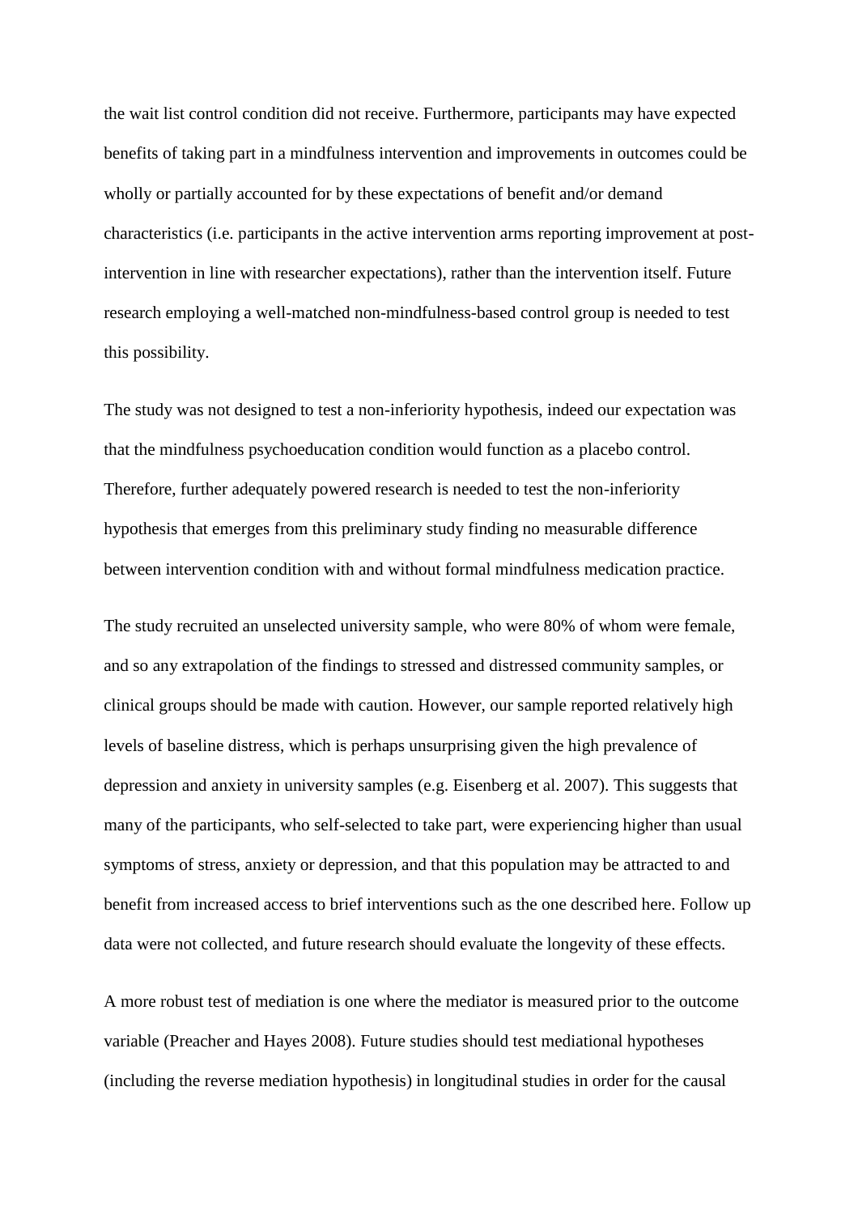the wait list control condition did not receive. Furthermore, participants may have expected benefits of taking part in a mindfulness intervention and improvements in outcomes could be wholly or partially accounted for by these expectations of benefit and/or demand characteristics (i.e. participants in the active intervention arms reporting improvement at post-intervention in line with researcher expectations), rather than the intervention itself. Future research employing a well-matched non-mindfulness-based control group is needed to test this possibility.

The study was not designed to test a non-inferiority hypothesis, indeed our expectation was that the mindfulness psychoeducation condition would function as a placebo control. Therefore, further adequately powered research is needed to test the non-inferiority hypothesis that emerges from this preliminary study finding no measurable difference between intervention condition with and without formal mindfulness medication practice.

The study recruited an unselected university sample, who were 80% of whom were female, and so any extrapolation of the findings to stressed and distressed community samples, or clinical groups should be made with caution. However, our sample reported relatively high levels of baseline distress, which is perhaps unsurprising given the high prevalence of depression and anxiety in university samples (e.g. Eisenberg et al. 2007). This suggests that many of the participants, who self-selected to take part, were experiencing higher than usual symptoms of stress, anxiety or depression, and that this population may be attracted to and benefit from increased access to brief interventions such as the one described here. Follow up data were not collected, and future research should evaluate the longevity of these effects.

A more robust test of mediation is one where the mediator is measured prior to the outcome variable (Preacher and Hayes 2008). Future studies should test mediational hypotheses (including the reverse mediation hypothesis) in longitudinal studies in order for the causal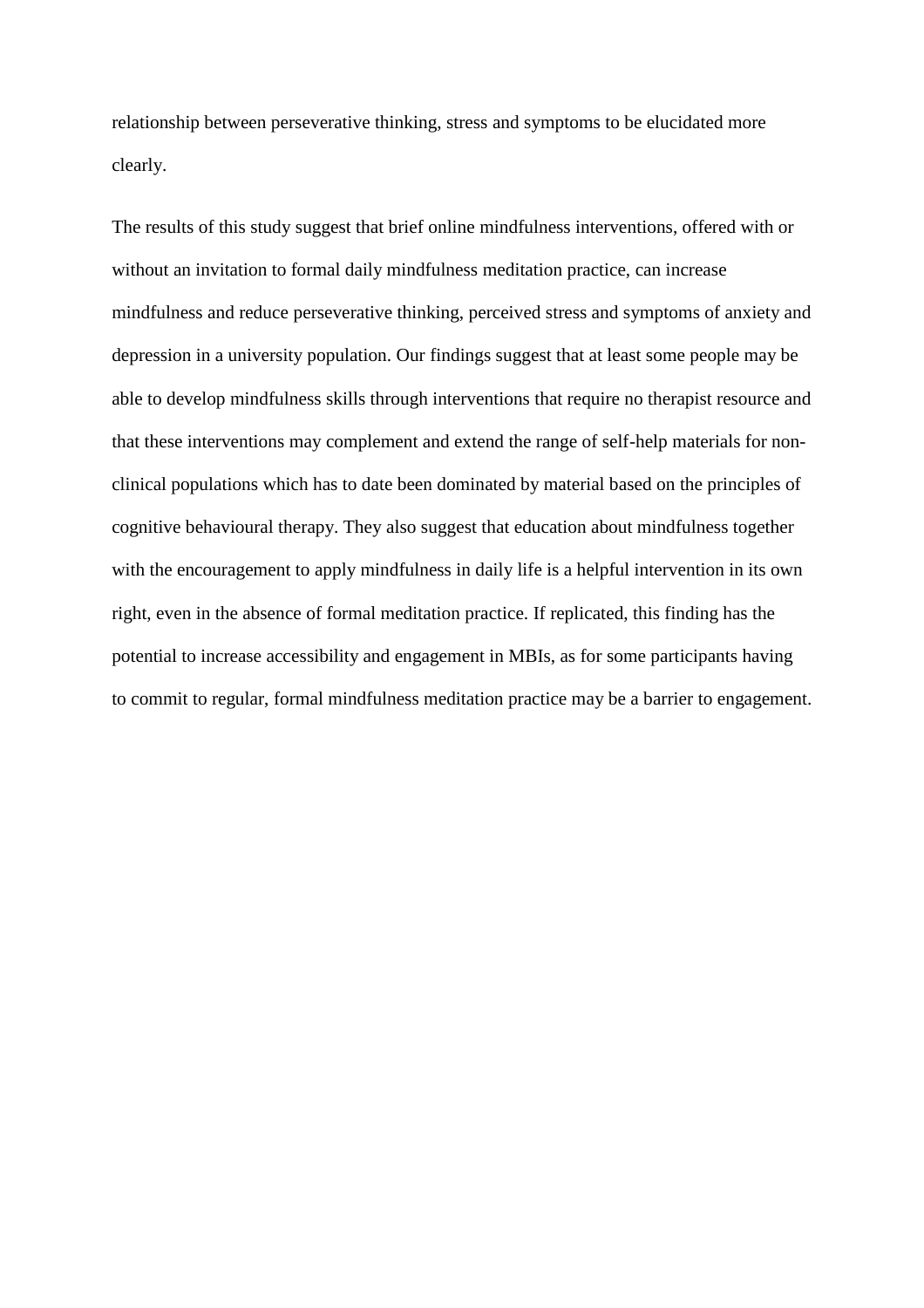relationship between perseverative thinking, stress and symptoms to be elucidated more clearly.

The results of this study suggest that brief online mindfulness interventions, offered with or without an invitation to formal daily mindfulness meditation practice, can increase mindfulness and reduce perseverative thinking, perceived stress and symptoms of anxiety and depression in a university population. Our findings suggest that at least some people may be able to develop mindfulness skills through interventions that require no therapist resource and that these interventions may complement and extend the range of self-help materials for non-clinical populations which has to date been dominated by material based on the principles of cognitive behavioural therapy. They also suggest that education about mindfulness together with the encouragement to apply mindfulness in daily life is a helpful intervention in its own right, even in the absence of formal meditation practice. If replicated, this finding has the potential to increase accessibility and engagement in MBIs, as for some participants having to commit to regular, formal mindfulness meditation practice may be a barrier to engagement.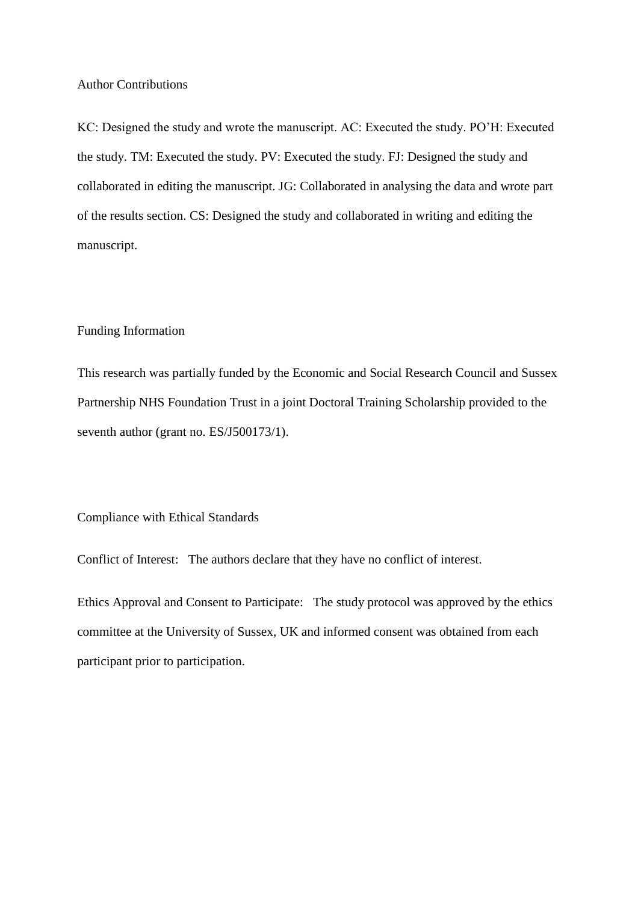## Author Contributions

KC: Designed the study and wrote the manuscript. AC: Executed the study. PO'H: Executed the study. TM: Executed the study. PV: Executed the study. FJ: Designed the study and collaborated in editing the manuscript. JG: Collaborated in analysing the data and wrote part of the results section. CS: Designed the study and collaborated in writing and editing the manuscript.

## Funding Information

This research was partially funded by the Economic and Social Research Council and Sussex Partnership NHS Foundation Trust in a joint Doctoral Training Scholarship provided to the seventh author (grant no. ES/J500173/1).

## Compliance with Ethical Standards

Conflict of Interest: The authors declare that they have no conflict of interest.

Ethics Approval and Consent to Participate: The study protocol was approved by the ethics committee at the University of Sussex, UK and informed consent was obtained from each participant prior to participation.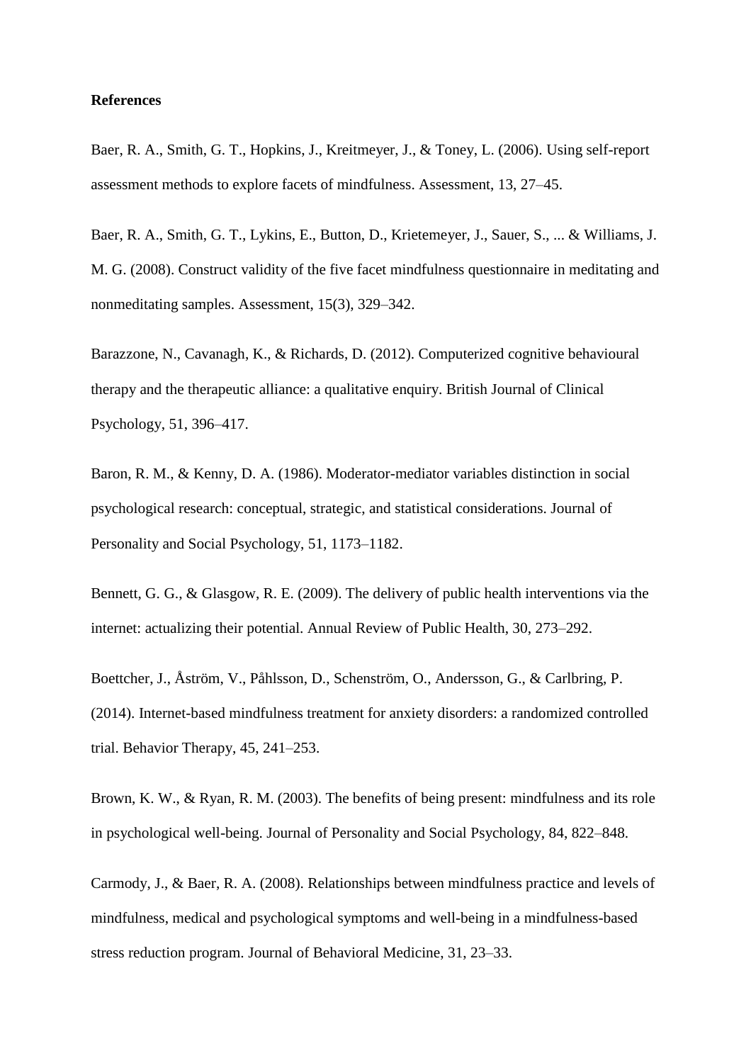**References**

Baer, R. A., Smith, G. T., Hopkins, J., Kreitmeyer, J., & Toney, L. (2006). Using self-report assessment methods to explore facets of mindfulness. Assessment, 13, 27–45.

Baer, R. A., Smith, G. T., Lykins, E., Button, D., Krietemeyer, J., Sauer, S., ... & Williams, J. M. G. (2008). Construct validity of the five facet mindfulness questionnaire in meditating and nonmeditating samples. Assessment, 15(3), 329–342.

Barazzone, N., Cavanagh, K., & Richards, D. (2012). Computerized cognitive behavioural therapy and the therapeutic alliance: a qualitative enquiry. British Journal of Clinical Psychology, 51, 396–417.

Baron, R. M., & Kenny, D. A. (1986). Moderator-mediator variables distinction in social psychological research: conceptual, strategic, and statistical considerations. Journal of Personality and Social Psychology, 51, 1173–1182.

Bennett, G. G., & Glasgow, R. E. (2009). The delivery of public health interventions via the internet: actualizing their potential. Annual Review of Public Health, 30, 273–292.

Boettcher, J., Åström, V., Påhlsson, D., Schenström, O., Andersson, G., & Carlbring, P. (2014). Internet-based mindfulness treatment for anxiety disorders: a randomized controlled trial. Behavior Therapy, 45, 241–253.

Brown, K. W., & Ryan, R. M. (2003). The benefits of being present: mindfulness and its role in psychological well-being. Journal of Personality and Social Psychology, 84, 822–848.

Carmody, J., & Baer, R. A. (2008). Relationships between mindfulness practice and levels of mindfulness, medical and psychological symptoms and well-being in a mindfulness-based stress reduction program. Journal of Behavioral Medicine, 31, 23–33.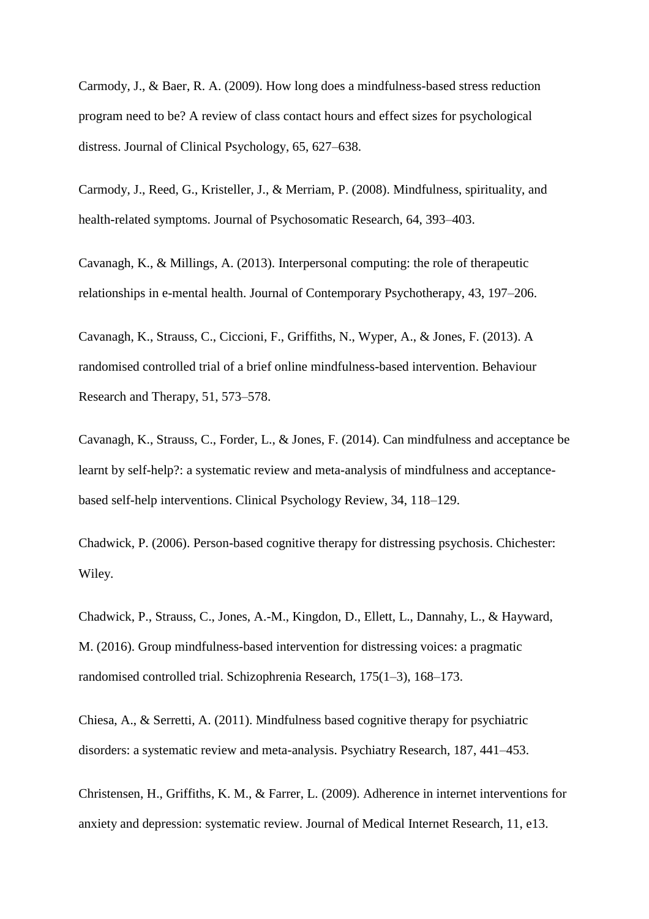Carmody, J., & Baer, R. A. (2009). How long does a mindfulness-based stress reduction program need to be? A review of class contact hours and effect sizes for psychological distress. Journal of Clinical Psychology, 65, 627–638.

Carmody, J., Reed, G., Kristeller, J., & Merriam, P. (2008). Mindfulness, spirituality, and health-related symptoms. Journal of Psychosomatic Research, 64, 393–403.

Cavanagh, K., & Millings, A. (2013). Interpersonal computing: the role of therapeutic relationships in e-mental health. Journal of Contemporary Psychotherapy, 43, 197–206.

Cavanagh, K., Strauss, C., Ciccioni, F., Griffiths, N., Wyper, A., & Jones, F. (2013). A randomised controlled trial of a brief online mindfulness-based intervention. Behaviour Research and Therapy, 51, 573–578.

Cavanagh, K., Strauss, C., Forder, L., & Jones, F. (2014). Can mindfulness and acceptance be learnt by self-help?: a systematic review and meta-analysis of mindfulness and acceptance-based self-help interventions. Clinical Psychology Review, 34, 118–129.

Chadwick, P. (2006). Person-based cognitive therapy for distressing psychosis. Chichester: Wiley.

Chadwick, P., Strauss, C., Jones, A.-M., Kingdon, D., Ellett, L., Dannahy, L., & Hayward, M. (2016). Group mindfulness-based intervention for distressing voices: a pragmatic randomised controlled trial. Schizophrenia Research, 175(1–3), 168–173.

Chiesa, A., & Serretti, A. (2011). Mindfulness based cognitive therapy for psychiatric disorders: a systematic review and meta-analysis. Psychiatry Research, 187, 441–453.

Christensen, H., Griffiths, K. M., & Farrer, L. (2009). Adherence in internet interventions for anxiety and depression: systematic review. Journal of Medical Internet Research, 11, e13.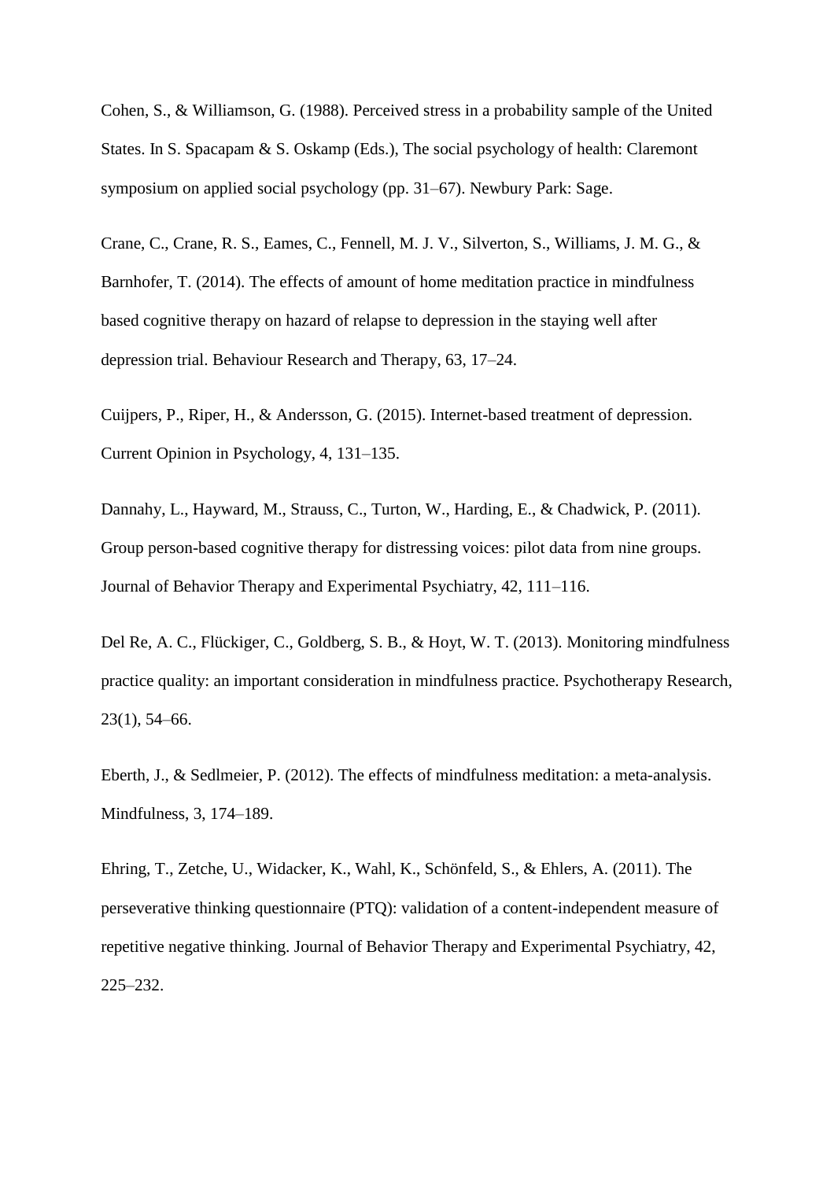Cohen, S., & Williamson, G. (1988). Perceived stress in a probability sample of the United States. In S. Spacapam & S. Oskamp (Eds.), The social psychology of health: Claremont symposium on applied social psychology (pp. 31–67). Newbury Park: Sage.

Crane, C., Crane, R. S., Eames, C., Fennell, M. J. V., Silverton, S., Williams, J. M. G., & Barnhofer, T. (2014). The effects of amount of home meditation practice in mindfulness based cognitive therapy on hazard of relapse to depression in the staying well after depression trial. Behaviour Research and Therapy, 63, 17–24.

Cuijpers, P., Riper, H., & Andersson, G. (2015). Internet-based treatment of depression. Current Opinion in Psychology, 4, 131–135.

Dannahy, L., Hayward, M., Strauss, C., Turton, W., Harding, E., & Chadwick, P. (2011). Group person-based cognitive therapy for distressing voices: pilot data from nine groups. Journal of Behavior Therapy and Experimental Psychiatry, 42, 111–116.

Del Re, A. C., Flückiger, C., Goldberg, S. B., & Hoyt, W. T. (2013). Monitoring mindfulness practice quality: an important consideration in mindfulness practice. Psychotherapy Research, 23(1), 54–66.

Eberth, J., & Sedlmeier, P. (2012). The effects of mindfulness meditation: a meta-analysis. Mindfulness, 3, 174–189.

Ehring, T., Zetche, U., Widacker, K., Wahl, K., Schönfeld, S., & Ehlers, A. (2011). The perseverative thinking questionnaire (PTQ): validation of a content-independent measure of repetitive negative thinking. Journal of Behavior Therapy and Experimental Psychiatry, 42, 225–232.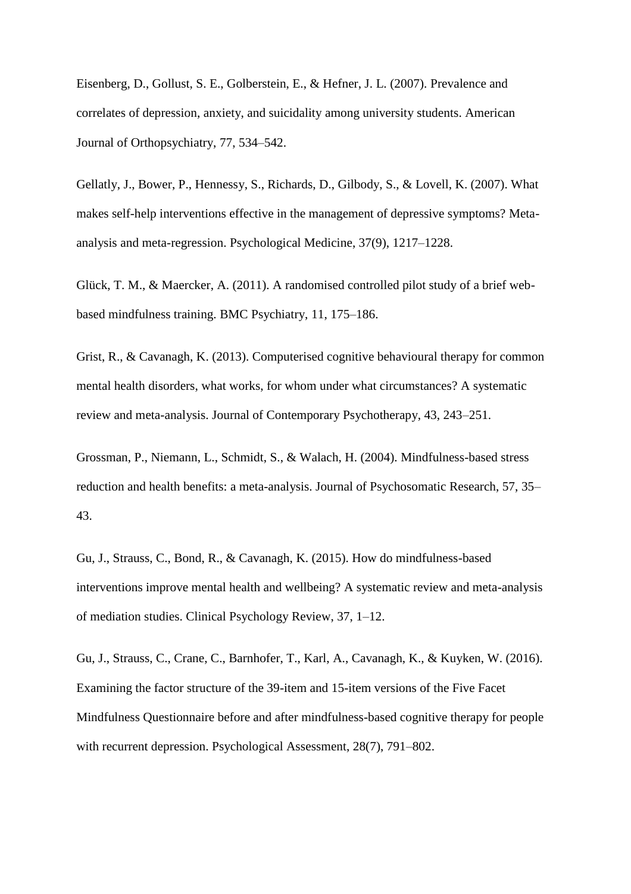Eisenberg, D., Gollust, S. E., Golberstein, E., & Hefner, J. L. (2007). Prevalence and correlates of depression, anxiety, and suicidality among university students. American Journal of Orthopsychiatry, 77, 534–542.

Gellatly, J., Bower, P., Hennessy, S., Richards, D., Gilbody, S., & Lovell, K. (2007). What makes self-help interventions effective in the management of depressive symptoms? Meta-analysis and meta-regression. Psychological Medicine, 37(9), 1217–1228.

Glück, T. M., & Maercker, A. (2011). A randomised controlled pilot study of a brief web-based mindfulness training. BMC Psychiatry, 11, 175–186.

Grist, R., & Cavanagh, K. (2013). Computerised cognitive behavioural therapy for common mental health disorders, what works, for whom under what circumstances? A systematic review and meta-analysis. Journal of Contemporary Psychotherapy, 43, 243–251.

Grossman, P., Niemann, L., Schmidt, S., & Walach, H. (2004). Mindfulness-based stress reduction and health benefits: a meta-analysis. Journal of Psychosomatic Research, 57, 35–43.

Gu, J., Strauss, C., Bond, R., & Cavanagh, K. (2015). How do mindfulness-based interventions improve mental health and wellbeing? A systematic review and meta-analysis of mediation studies. Clinical Psychology Review, 37, 1–12.

Gu, J., Strauss, C., Crane, C., Barnhofer, T., Karl, A., Cavanagh, K., & Kuyken, W. (2016). Examining the factor structure of the 39-item and 15-item versions of the Five Facet Mindfulness Questionnaire before and after mindfulness-based cognitive therapy for people with recurrent depression. Psychological Assessment, 28(7), 791–802.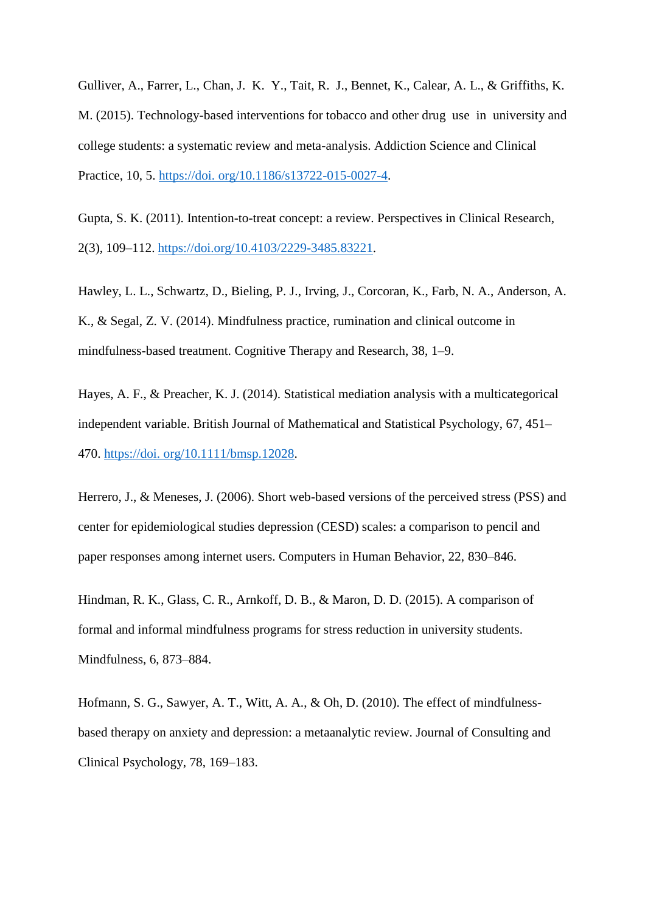Gulliver, A., Farrer, L., Chan, J. K. Y., Tait, R. J., Bennet, K., Calear, A. L., & Griffiths, K. M. (2015). Technology-based interventions for tobacco and other drug use in university and college students: a systematic review and meta-analysis. Addiction Science and Clinical Practice, 10, 5. https://doi. org/10.1186/s13722-015-0027-4.

Gupta, S. K. (2011). Intention-to-treat concept: a review. Perspectives in Clinical Research, 2(3), 109–112. https://doi.org/10.4103/2229-3485.83221.

Hawley, L. L., Schwartz, D., Bieling, P. J., Irving, J., Corcoran, K., Farb, N. A., Anderson, A. K., & Segal, Z. V. (2014). Mindfulness practice, rumination and clinical outcome in mindfulness-based treatment. Cognitive Therapy and Research, 38, 1–9.

Hayes, A. F., & Preacher, K. J. (2014). Statistical mediation analysis with a multicategorical independent variable. British Journal of Mathematical and Statistical Psychology, 67, 451–470. https://doi. org/10.1111/bmsp.12028.

Herrero, J., & Meneses, J. (2006). Short web-based versions of the perceived stress (PSS) and center for epidemiological studies depression (CESD) scales: a comparison to pencil and paper responses among internet users. Computers in Human Behavior, 22, 830–846.

Hindman, R. K., Glass, C. R., Arnkoff, D. B., & Maron, D. D. (2015). A comparison of formal and informal mindfulness programs for stress reduction in university students. Mindfulness, 6, 873–884.

Hofmann, S. G., Sawyer, A. T., Witt, A. A., & Oh, D. (2010). The effect of mindfulness-based therapy on anxiety and depression: a metaanalytic review. Journal of Consulting and Clinical Psychology, 78, 169–183.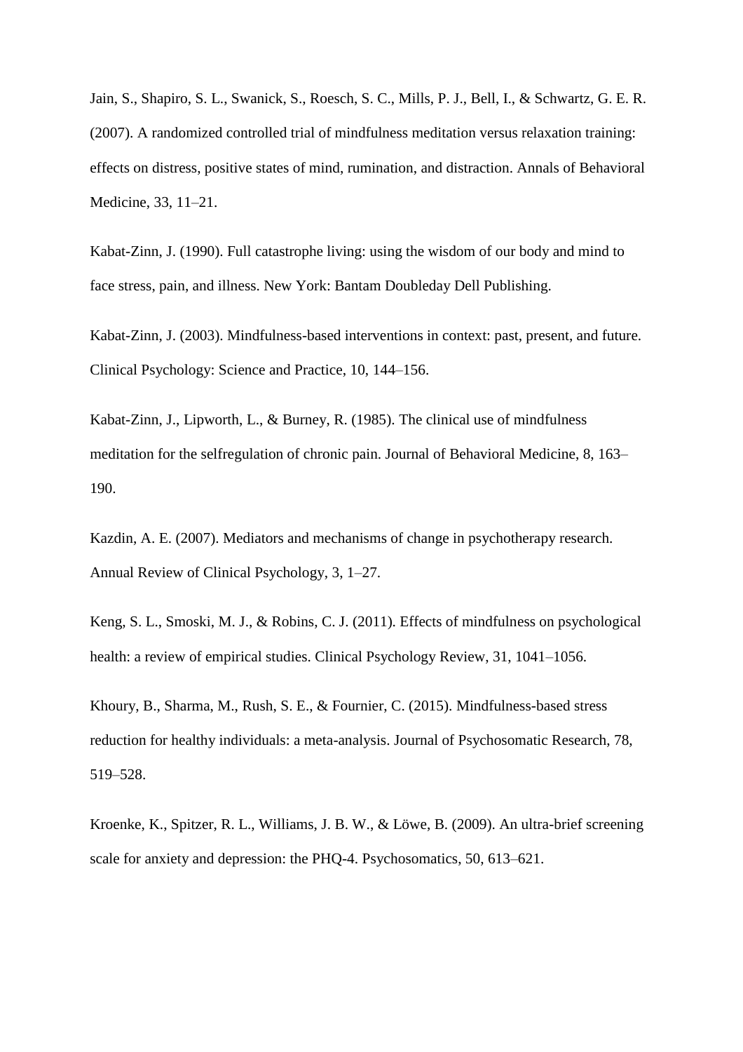Jain, S., Shapiro, S. L., Swanick, S., Roesch, S. C., Mills, P. J., Bell, I., & Schwartz, G. E. R. (2007). A randomized controlled trial of mindfulness meditation versus relaxation training: effects on distress, positive states of mind, rumination, and distraction. Annals of Behavioral Medicine, 33, 11–21.

Kabat-Zinn, J. (1990). Full catastrophe living: using the wisdom of our body and mind to face stress, pain, and illness. New York: Bantam Doubleday Dell Publishing.

Kabat-Zinn, J. (2003). Mindfulness-based interventions in context: past, present, and future. Clinical Psychology: Science and Practice, 10, 144–156.

Kabat-Zinn, J., Lipworth, L., & Burney, R. (1985). The clinical use of mindfulness meditation for the selfregulation of chronic pain. Journal of Behavioral Medicine, 8, 163–190.

Kazdin, A. E. (2007). Mediators and mechanisms of change in psychotherapy research. Annual Review of Clinical Psychology, 3, 1–27.

Keng, S. L., Smoski, M. J., & Robins, C. J. (2011). Effects of mindfulness on psychological health: a review of empirical studies. Clinical Psychology Review, 31, 1041–1056.

Khoury, B., Sharma, M., Rush, S. E., & Fournier, C. (2015). Mindfulness-based stress reduction for healthy individuals: a meta-analysis. Journal of Psychosomatic Research, 78, 519–528.

Kroenke, K., Spitzer, R. L., Williams, J. B. W., & Löwe, B. (2009). An ultra-brief screening scale for anxiety and depression: the PHQ-4. Psychosomatics, 50, 613–621.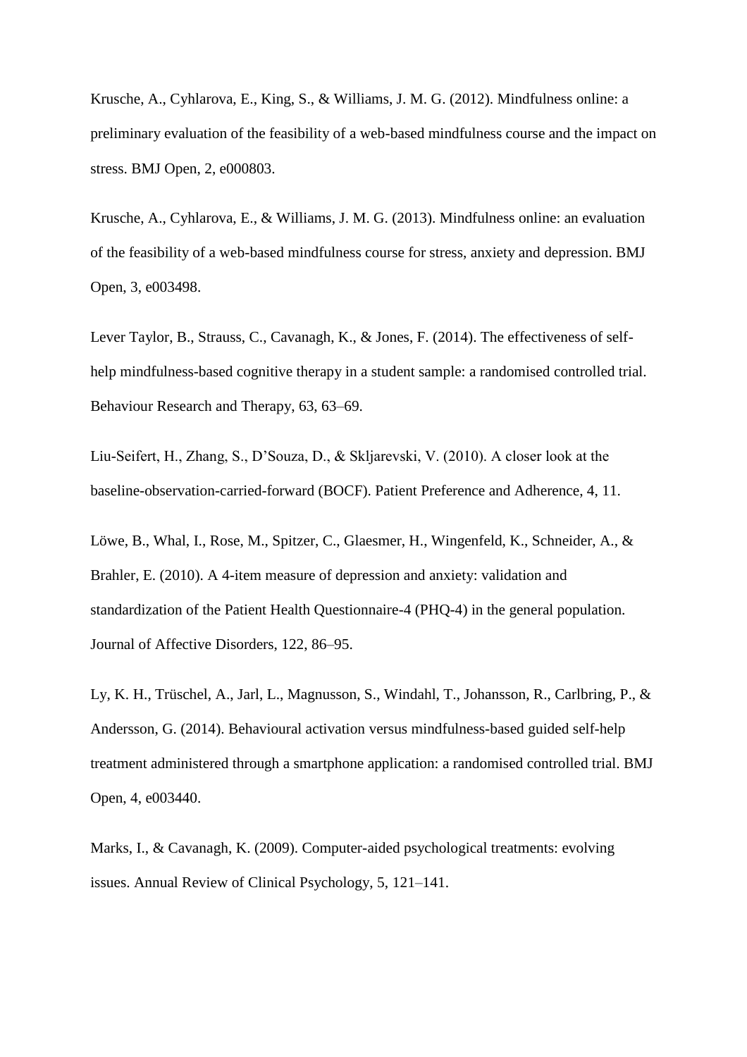Krusche, A., Cyhlarova, E., King, S., & Williams, J. M. G. (2012). Mindfulness online: a preliminary evaluation of the feasibility of a web-based mindfulness course and the impact on stress. BMJ Open, 2, e000803.

Krusche, A., Cyhlarova, E., & Williams, J. M. G. (2013). Mindfulness online: an evaluation of the feasibility of a web-based mindfulness course for stress, anxiety and depression. BMJ Open, 3, e003498.

Lever Taylor, B., Strauss, C., Cavanagh, K., & Jones, F. (2014). The effectiveness of self-help mindfulness-based cognitive therapy in a student sample: a randomised controlled trial. Behaviour Research and Therapy, 63, 63–69.

Liu-Seifert, H., Zhang, S., D'Souza, D., & Skljarevski, V. (2010). A closer look at the baseline-observation-carried-forward (BOCF). Patient Preference and Adherence, 4, 11.

Löwe, B., Whal, I., Rose, M., Spitzer, C., Glaesmer, H., Wingenfeld, K., Schneider, A., & Brahler, E. (2010). A 4-item measure of depression and anxiety: validation and standardization of the Patient Health Questionnaire-4 (PHQ-4) in the general population. Journal of Affective Disorders, 122, 86–95.

Ly, K. H., Trüschel, A., Jarl, L., Magnusson, S., Windahl, T., Johansson, R., Carlbring, P., & Andersson, G. (2014). Behavioural activation versus mindfulness-based guided self-help treatment administered through a smartphone application: a randomised controlled trial. BMJ Open, 4, e003440.

Marks, I., & Cavanagh, K. (2009). Computer-aided psychological treatments: evolving issues. Annual Review of Clinical Psychology, 5, 121–141.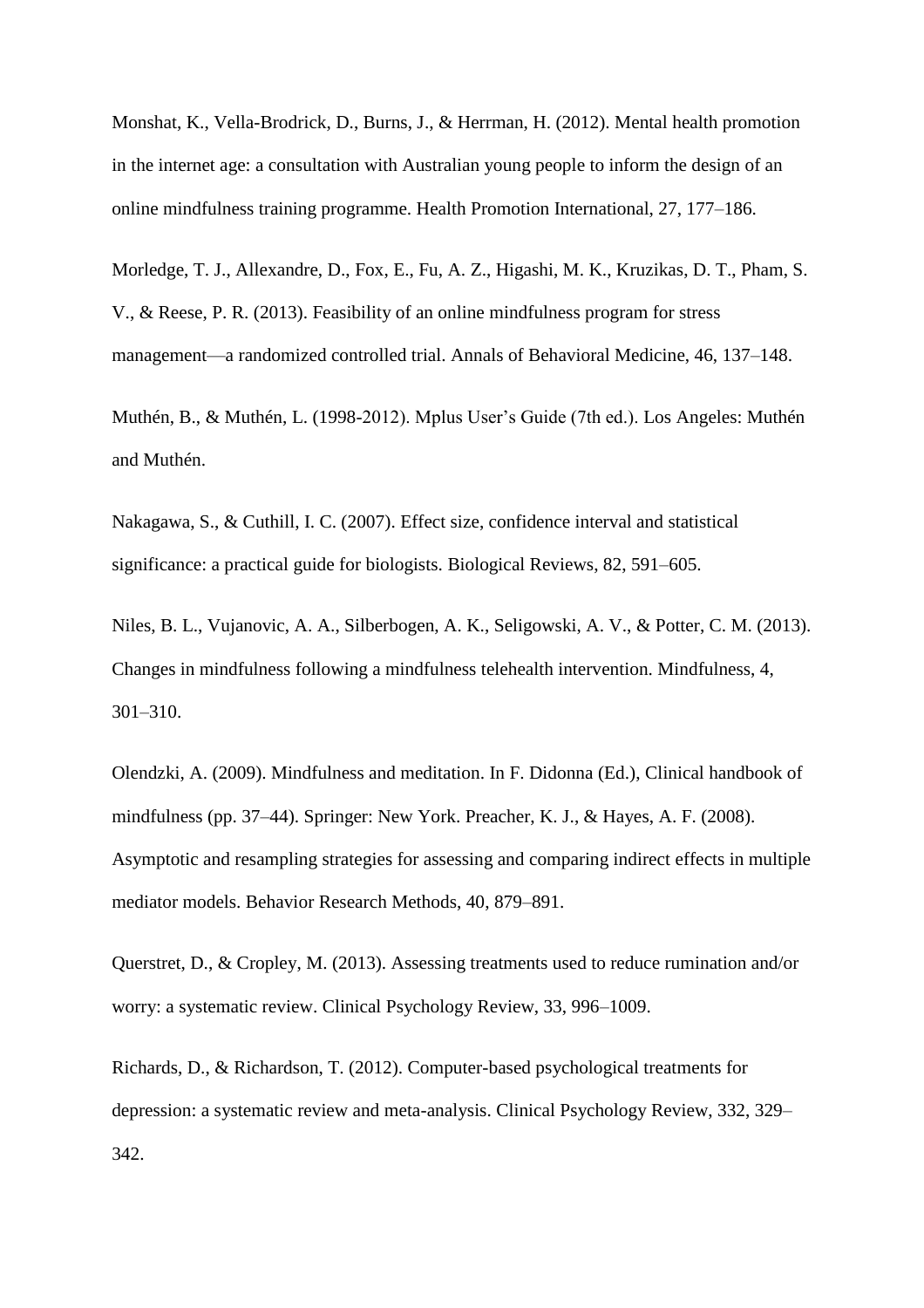Monshat, K., Vella-Brodrick, D., Burns, J., & Herrman, H. (2012). Mental health promotion in the internet age: a consultation with Australian young people to inform the design of an online mindfulness training programme. Health Promotion International, 27, 177–186.

Morledge, T. J., Allexandre, D., Fox, E., Fu, A. Z., Higashi, M. K., Kruzikas, D. T., Pham, S. V., & Reese, P. R. (2013). Feasibility of an online mindfulness program for stress management—a randomized controlled trial. Annals of Behavioral Medicine, 46, 137–148.

Muthén, B., & Muthén, L. (1998-2012). Mplus User's Guide (7th ed.). Los Angeles: Muthén and Muthén.

Nakagawa, S., & Cuthill, I. C. (2007). Effect size, confidence interval and statistical significance: a practical guide for biologists. Biological Reviews, 82, 591–605.

Niles, B. L., Vujanovic, A. A., Silberbogen, A. K., Seligowski, A. V., & Potter, C. M. (2013). Changes in mindfulness following a mindfulness telehealth intervention. Mindfulness, 4, 301–310.

Olendzki, A. (2009). Mindfulness and meditation. In F. Didonna (Ed.), Clinical handbook of mindfulness (pp. 37–44). Springer: New York. Preacher, K. J., & Hayes, A. F. (2008). Asymptotic and resampling strategies for assessing and comparing indirect effects in multiple mediator models. Behavior Research Methods, 40, 879–891.

Querstret, D., & Cropley, M. (2013). Assessing treatments used to reduce rumination and/or worry: a systematic review. Clinical Psychology Review, 33, 996–1009.

Richards, D., & Richardson, T. (2012). Computer-based psychological treatments for depression: a systematic review and meta-analysis. Clinical Psychology Review, 332, 329–342.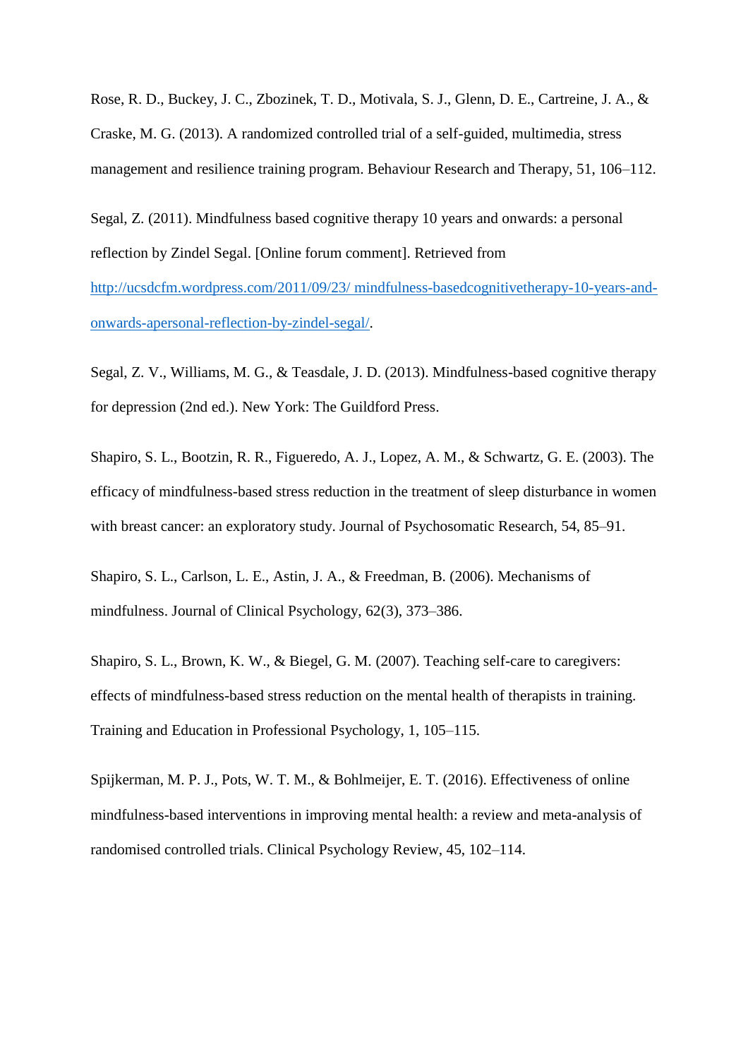Rose, R. D., Buckey, J. C., Zbozinek, T. D., Motivala, S. J., Glenn, D. E., Cartreine, J. A., & Craske, M. G. (2013). A randomized controlled trial of a self-guided, multimedia, stress management and resilience training program. Behaviour Research and Therapy, 51, 106–112.

Segal, Z. (2011). Mindfulness based cognitive therapy 10 years and onwards: a personal reflection by Zindel Segal. [Online forum comment]. Retrieved from http://ucsdcfm.wordpress.com/2011/09/23/ mindfulness-basedcognitivetherapy-10-years-and-onwards-apersonal-reflection-by-zindel-segal/.

Segal, Z. V., Williams, M. G., & Teasdale, J. D. (2013). Mindfulness-based cognitive therapy for depression (2nd ed.). New York: The Guildford Press.

Shapiro, S. L., Bootzin, R. R., Figueredo, A. J., Lopez, A. M., & Schwartz, G. E. (2003). The efficacy of mindfulness-based stress reduction in the treatment of sleep disturbance in women with breast cancer: an exploratory study. Journal of Psychosomatic Research, 54, 85–91.

Shapiro, S. L., Carlson, L. E., Astin, J. A., & Freedman, B. (2006). Mechanisms of mindfulness. Journal of Clinical Psychology, 62(3), 373–386.

Shapiro, S. L., Brown, K. W., & Biegel, G. M. (2007). Teaching self-care to caregivers: effects of mindfulness-based stress reduction on the mental health of therapists in training. Training and Education in Professional Psychology, 1, 105–115.

Spijkerman, M. P. J., Pots, W. T. M., & Bohlmeijer, E. T. (2016). Effectiveness of online mindfulness-based interventions in improving mental health: a review and meta-analysis of randomised controlled trials. Clinical Psychology Review, 45, 102–114.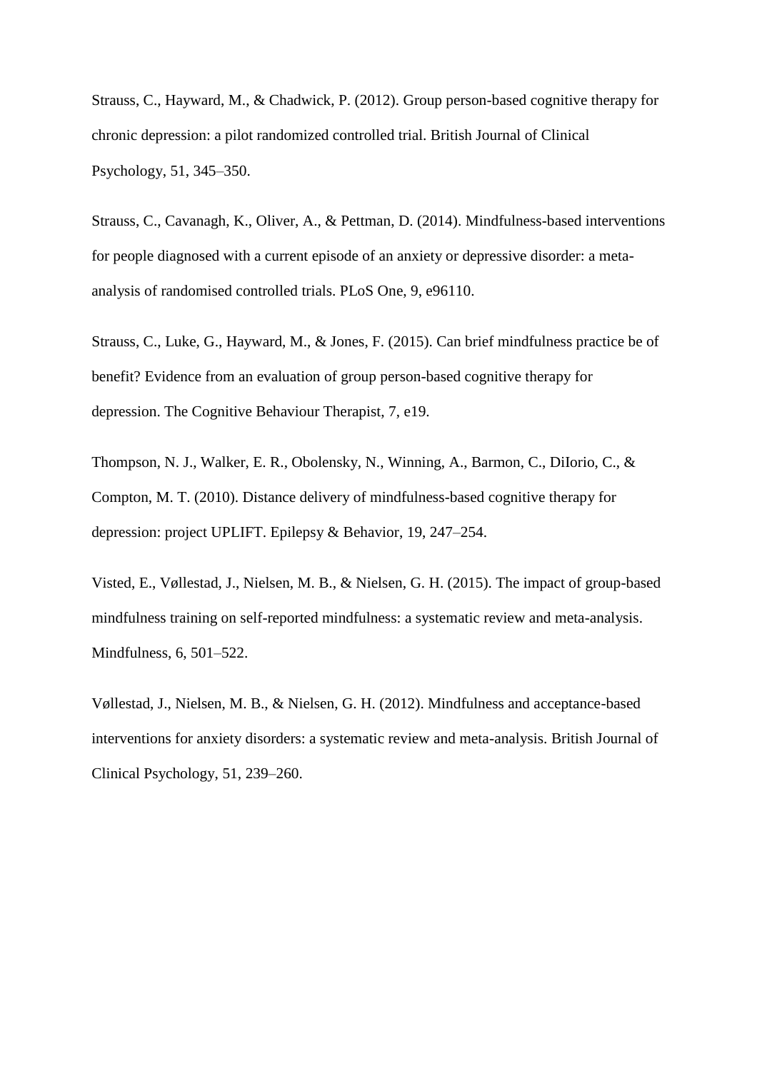Strauss, C., Hayward, M., & Chadwick, P. (2012). Group person-based cognitive therapy for chronic depression: a pilot randomized controlled trial. British Journal of Clinical Psychology, 51, 345–350.

Strauss, C., Cavanagh, K., Oliver, A., & Pettman, D. (2014). Mindfulness-based interventions for people diagnosed with a current episode of an anxiety or depressive disorder: a meta-analysis of randomised controlled trials. PLoS One, 9, e96110.

Strauss, C., Luke, G., Hayward, M., & Jones, F. (2015). Can brief mindfulness practice be of benefit? Evidence from an evaluation of group person-based cognitive therapy for depression. The Cognitive Behaviour Therapist, 7, e19.

Thompson, N. J., Walker, E. R., Obolensky, N., Winning, A., Barmon, C., DiIorio, C., & Compton, M. T. (2010). Distance delivery of mindfulness-based cognitive therapy for depression: project UPLIFT. Epilepsy & Behavior, 19, 247–254.

Visted, E., Vøllestad, J., Nielsen, M. B., & Nielsen, G. H. (2015). The impact of group-based mindfulness training on self-reported mindfulness: a systematic review and meta-analysis. Mindfulness, 6, 501–522.

Vøllestad, J., Nielsen, M. B., & Nielsen, G. H. (2012). Mindfulness and acceptance-based interventions for anxiety disorders: a systematic review and meta-analysis. British Journal of Clinical Psychology, 51, 239–260.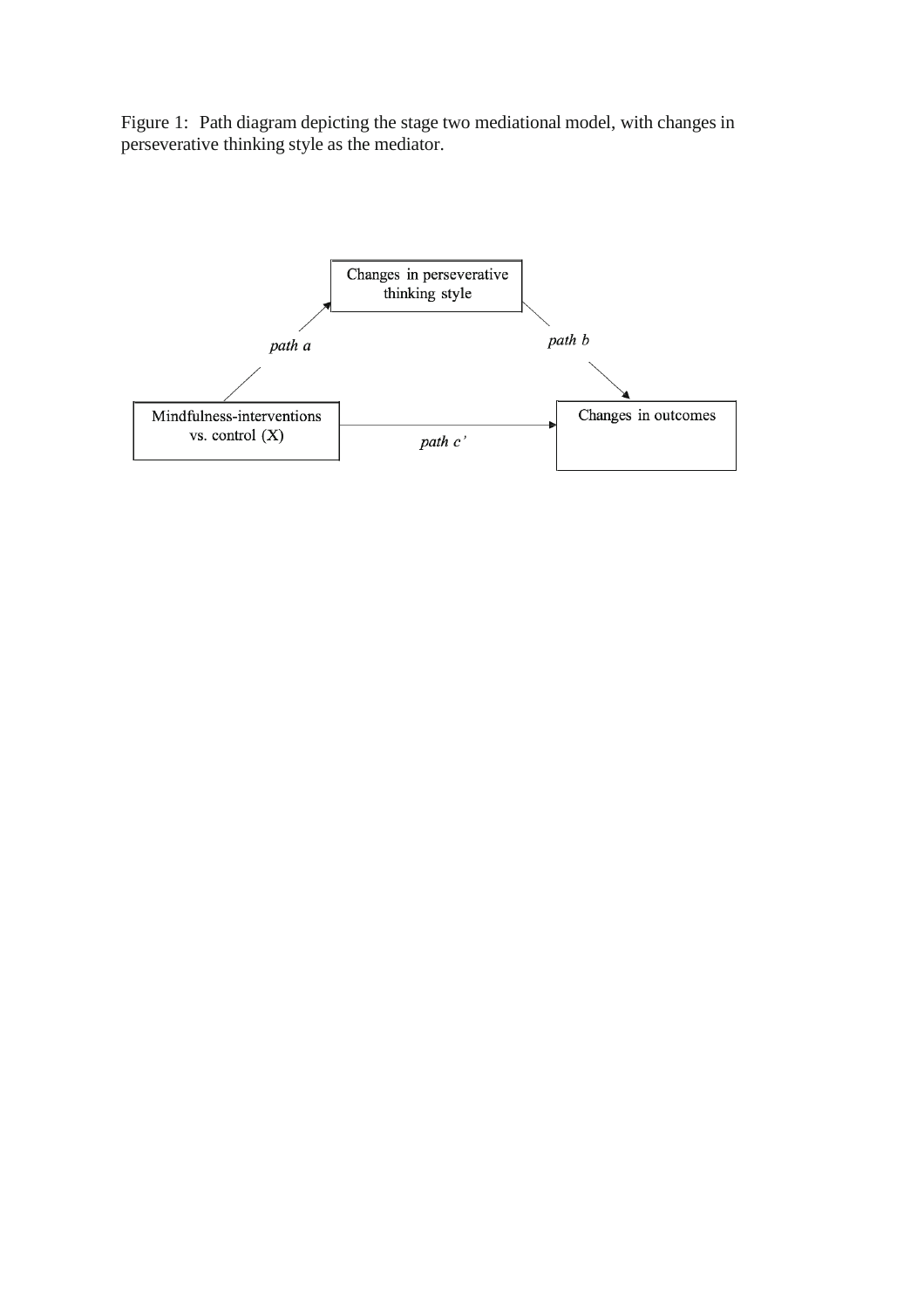Figure 1: Path diagram depicting the stage two mediational model, with changes in perseverative thinking style as the mediator.

Changes in perseverative thinking style

*path a*

*path b*

Mindfulness-interventions vs. control (X)

*path c'*

Changes in outcomes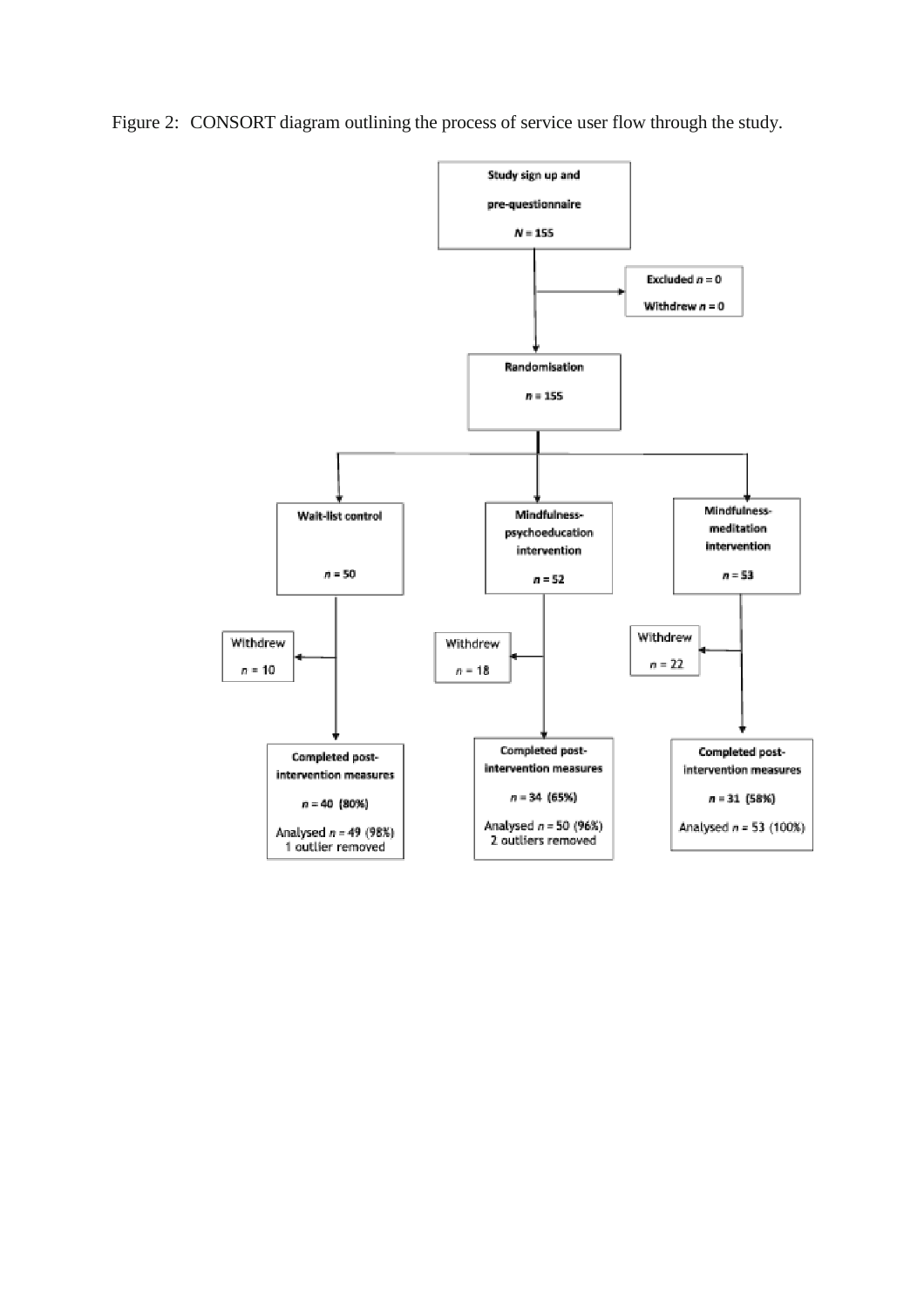Figure 2: CONSORT diagram outlining the process of service user flow through the study.

**Study sign up and pre-questionnaire**
*N* = 155

**Excluded** *n* = 0
**Withdrew** *n* = 0

**Randomisation**
*n* = 155

**Wait-list control**
*n* = 50

Withdrew
*n* = 10

**Completed post-intervention measures**
*n* = 40 (80%)
Analysed *n* = 49 (98%)
1 outlier removed

**Mindfulness-psychoeducation intervention**
*n* = 52

Withdrew
*n* = 18

**Completed post-intervention measures**
*n* = 34 (65%)
Analysed *n* = 50 (96%)
2 outliers removed

**Mindfulness-meditation intervention**
*n* = 53

Withdrew
*n* = 22

**Completed post-intervention measures**
*n* = 31 (58%)
Analysed *n* = 53 (100%)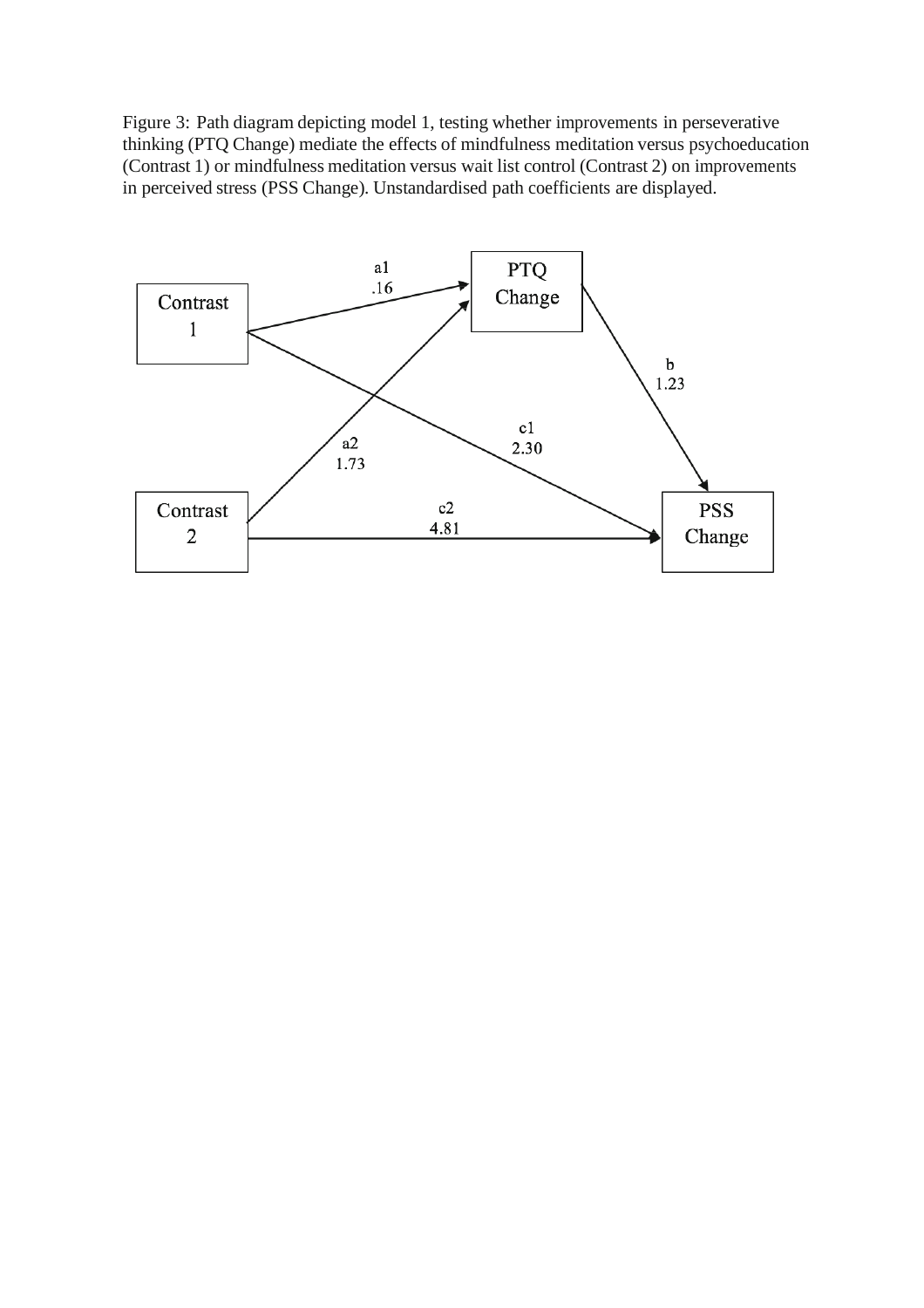Figure 3: Path diagram depicting model 1, testing whether improvements in perseverative thinking (PTQ Change) mediate the effects of mindfulness meditation versus psychoeducation (Contrast 1) or mindfulness meditation versus wait list control (Contrast 2) on improvements in perceived stress (PSS Change). Unstandardised path coefficients are displayed.

Contrast 1

Contrast 2

PTQ Change

PSS Change

a1 .16

a2 1.73

b 1.23

c1 2.30

c2 4.81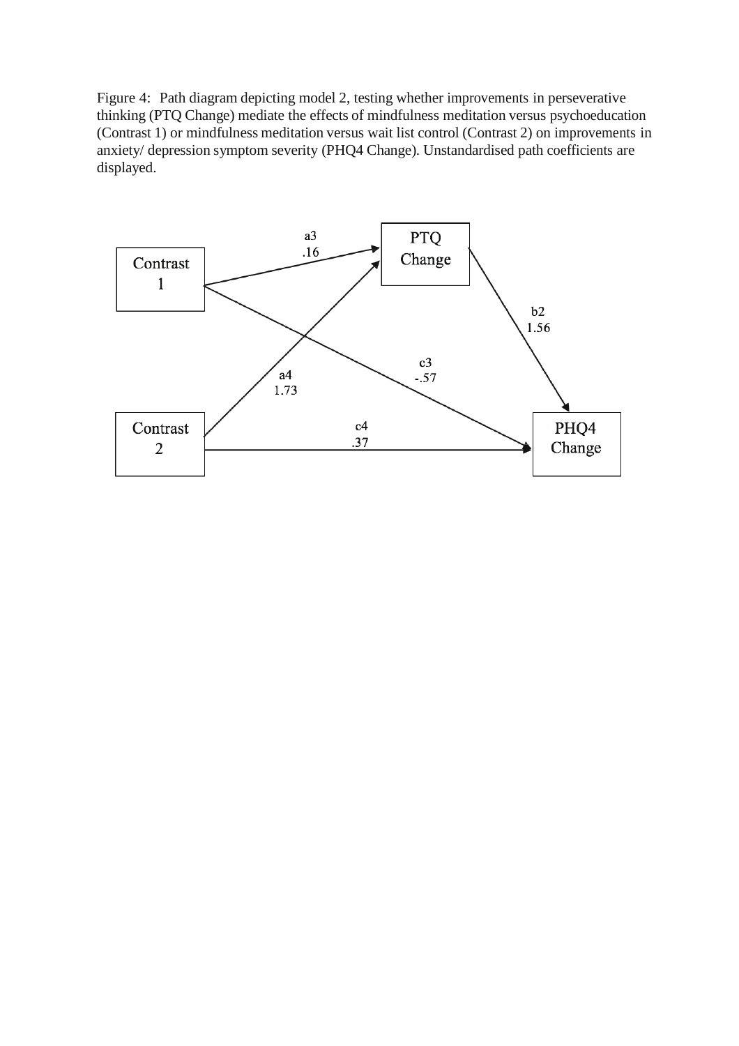Figure 4: Path diagram depicting model 2, testing whether improvements in perseverative thinking (PTQ Change) mediate the effects of mindfulness meditation versus psychoeducation (Contrast 1) or mindfulness meditation versus wait list control (Contrast 2) on improvements in anxiety/ depression symptom severity (PHQ4 Change). Unstandardised path coefficients are displayed.

Contrast 1

Contrast 2

PTQ Change

PHQ4 Change

a3 .16

a4 1.73

b2 1.56

c3 -.57

c4 .37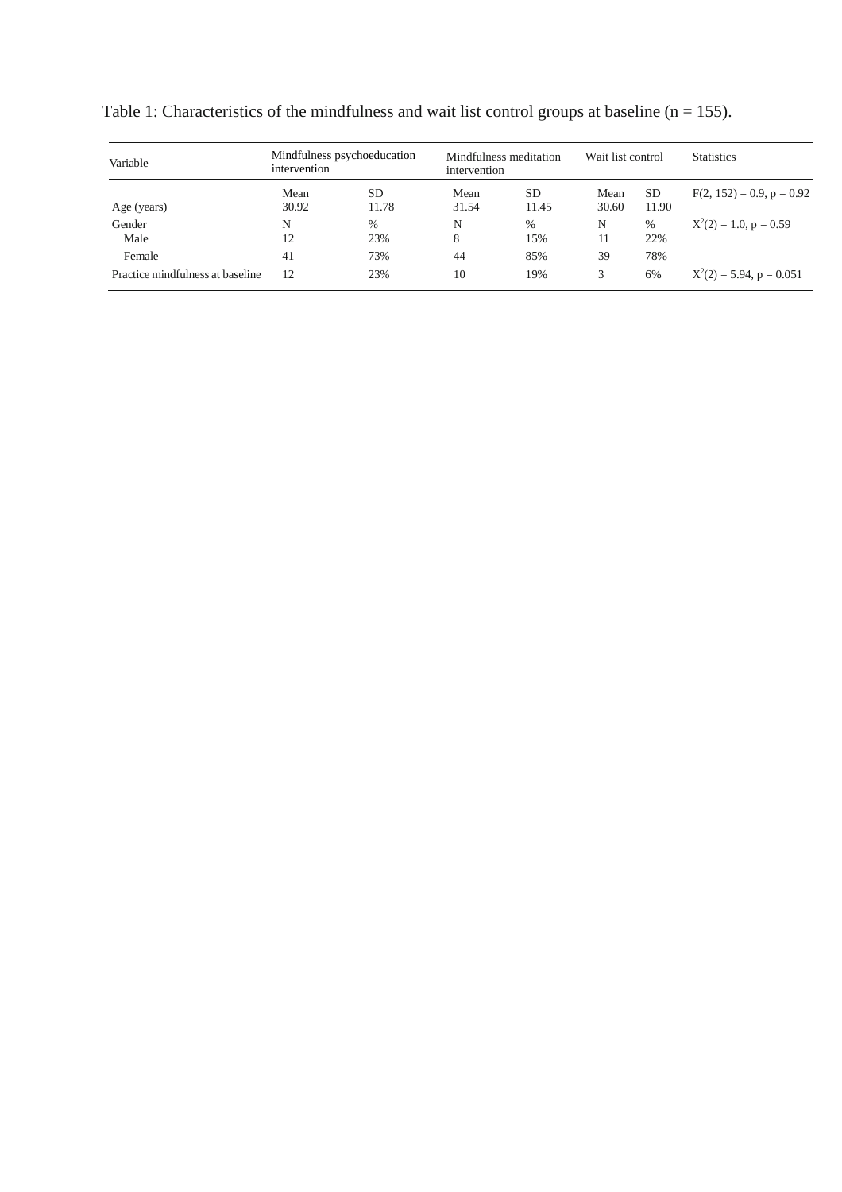Table 1: Characteristics of the mindfulness and wait list control groups at baseline (n = 155).

| Variable | Mindfulness psychoeducation intervention | | Mindfulness meditation intervention | | Wait list control | | Statistics |
|---|---|---|---|---|---|---|---|
| | Mean | SD | Mean | SD | Mean | SD | |
| Age (years) | 30.92 | 11.78 | 31.54 | 11.45 | 30.60 | 11.90 | $F(2, 152) = 0.9$, $p = 0.92$ |
| Gender | N | % | N | % | N | % | $X^2(2) = 1.0$, $p = 0.59$ |
| Male | 12 | 23% | 8 | 15% | 11 | 22% | |
| Female | 41 | 73% | 44 | 85% | 39 | 78% | |
| Practice mindfulness at baseline | 12 | 23% | 10 | 19% | 3 | 6% | $X^2(2) = 5.94$, $p = 0.051$ |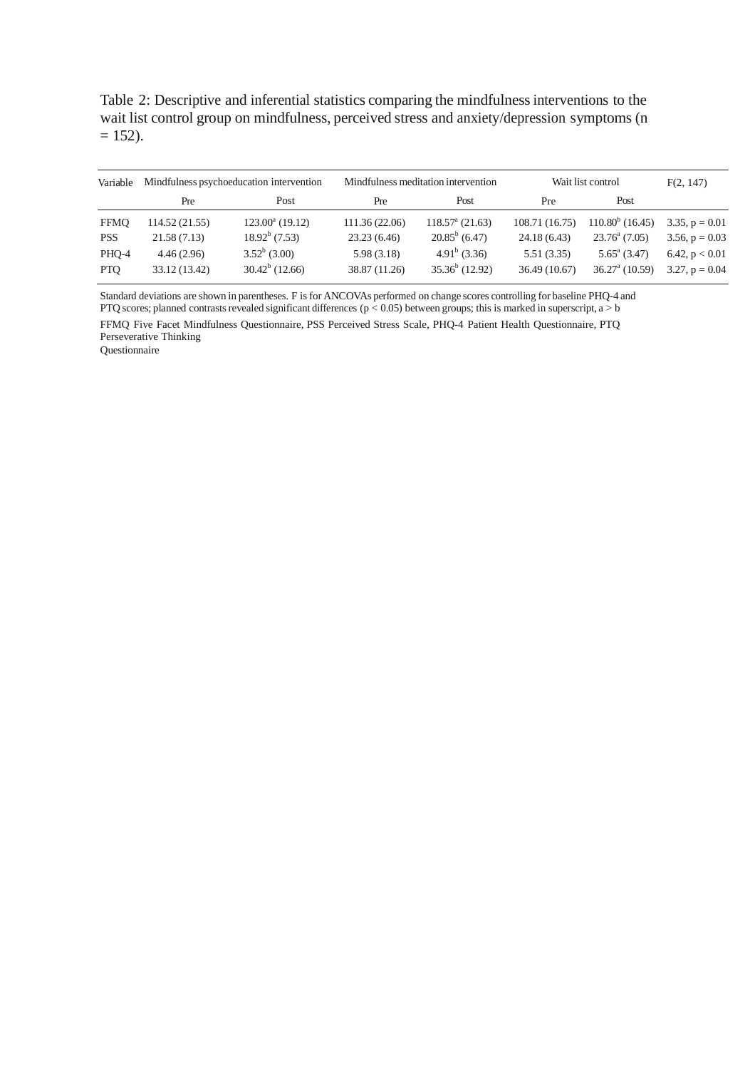Table 2: Descriptive and inferential statistics comparing the mindfulness interventions to the wait list control group on mindfulness, perceived stress and anxiety/depression symptoms (n = 152).

| Variable | Mindfulness psychoeducation intervention | | Mindfulness meditation intervention | | Wait list control | | F(2, 147) |
|---|---|---|---|---|---|---|---|
| | Pre | Post | Pre | Post | Pre | Post | |
| FFMQ | 114.52 (21.55) | 123.00[a] (19.12) | 111.36 (22.06) | 118.57[a] (21.63) | 108.71 (16.75) | 110.80[b] (16.45) | 3.35, p = 0.01 |
| PSS | 21.58 (7.13) | 18.92[b] (7.53) | 23.23 (6.46) | 20.85[b] (6.47) | 24.18 (6.43) | 23.76[a] (7.05) | 3.56, p = 0.03 |
| PHQ-4 | 4.46 (2.96) | 3.52[b] (3.00) | 5.98 (3.18) | 4.91[b] (3.36) | 5.51 (3.35) | 5.65[a] (3.47) | 6.42, p < 0.01 |
| PTQ | 33.12 (13.42) | 30.42[b] (12.66) | 38.87 (11.26) | 35.36[b] (12.92) | 36.49 (10.67) | 36.27[a] (10.59) | 3.27, p = 0.04 |

Standard deviations are shown in parentheses. F is for ANCOVAs performed on change scores controlling for baseline PHQ-4 and PTQ scores; planned contrasts revealed significant differences ($p < 0.05$) between groups; this is marked in superscript, a > b

FFMQ Five Facet Mindfulness Questionnaire, PSS Perceived Stress Scale, PHQ-4 Patient Health Questionnaire, PTQ Perseverative Thinking Questionnaire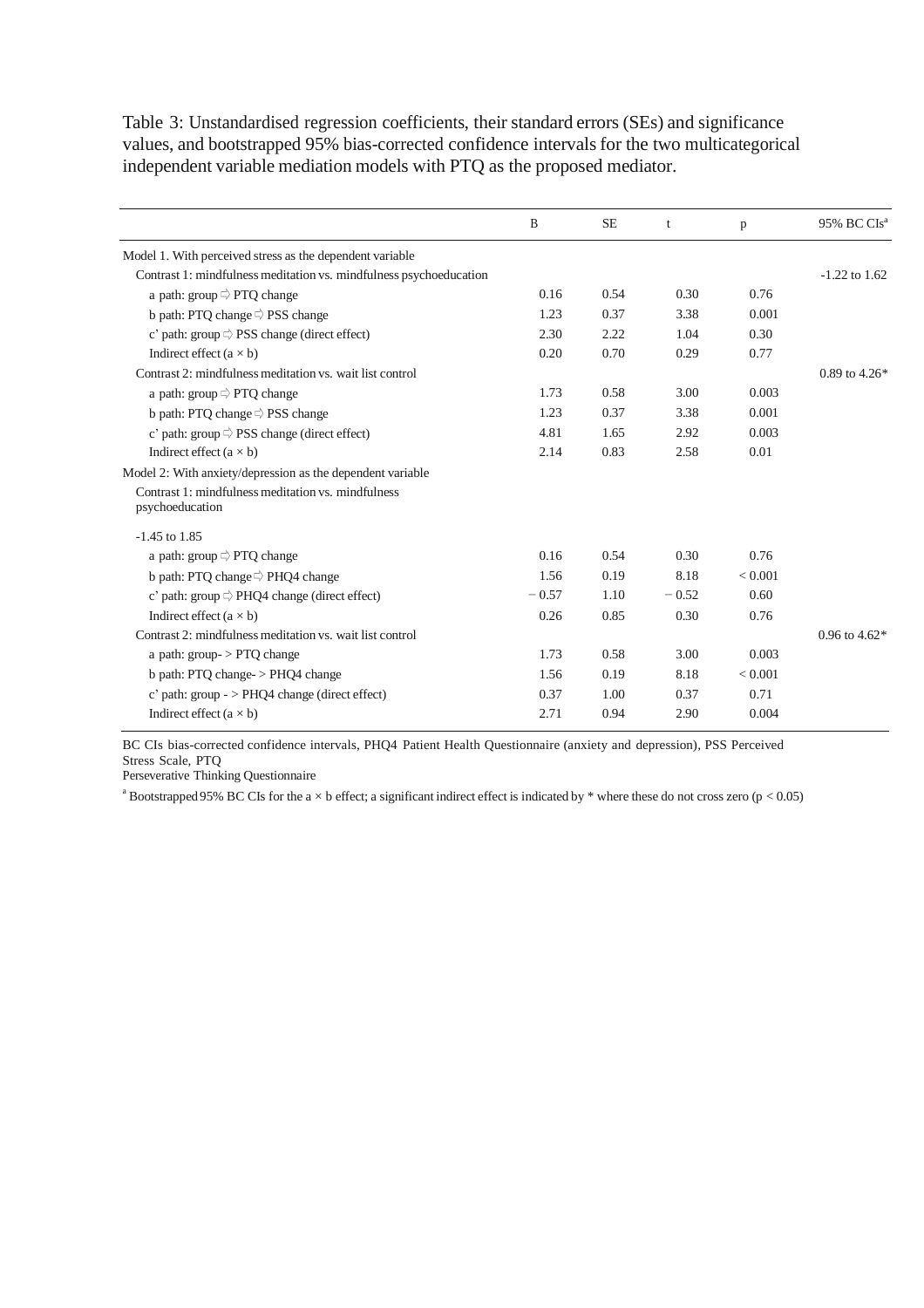Table 3: Unstandardised regression coefficients, their standard errors (SEs) and significance values, and bootstrapped 95% bias-corrected confidence intervals for the two multicategorical independent variable mediation models with PTQ as the proposed mediator.

| | B | SE | t | p | 95% BC CIs[a] |
|---|---|---|---|---|---|
| Model 1. With perceived stress as the dependent variable | | | | | |
| Contrast 1: mindfulness meditation vs. mindfulness psychoeducation | | | | | -1.22 to 1.62 |
| a path: group ⇨ PTQ change | 0.16 | 0.54 | 0.30 | 0.76 | |
| b path: PTQ change ⇨ PSS change | 1.23 | 0.37 | 3.38 | 0.001 | |
| c' path: group ⇨ PSS change (direct effect) | 2.30 | 2.22 | 1.04 | 0.30 | |
| Indirect effect (a × b) | 0.20 | 0.70 | 0.29 | 0.77 | |
| Contrast 2: mindfulness meditation vs. wait list control | | | | | 0.89 to 4.26* |
| a path: group ⇨ PTQ change | 1.73 | 0.58 | 3.00 | 0.003 | |
| b path: PTQ change ⇨ PSS change | 1.23 | 0.37 | 3.38 | 0.001 | |
| c' path: group ⇨ PSS change (direct effect) | 4.81 | 1.65 | 2.92 | 0.003 | |
| Indirect effect (a × b) | 2.14 | 0.83 | 2.58 | 0.01 | |
| Model 2: With anxiety/depression as the dependent variable | | | | | |
| Contrast 1: mindfulness meditation vs. mindfulness psychoeducation | | | | | |
| -1.45 to 1.85 | | | | | |
| a path: group ⇨ PTQ change | 0.16 | 0.54 | 0.30 | 0.76 | |
| b path: PTQ change ⇨ PHQ4 change | 1.56 | 0.19 | 8.18 | < 0.001 | |
| c' path: group ⇨ PHQ4 change (direct effect) | − 0.57 | 1.10 | − 0.52 | 0.60 | |
| Indirect effect (a × b) | 0.26 | 0.85 | 0.30 | 0.76 | |
| Contrast 2: mindfulness meditation vs. wait list control | | | | | 0.96 to 4.62* |
| a path: group- > PTQ change | 1.73 | 0.58 | 3.00 | 0.003 | |
| b path: PTQ change- > PHQ4 change | 1.56 | 0.19 | 8.18 | < 0.001 | |
| c' path: group - > PHQ4 change (direct effect) | 0.37 | 1.00 | 0.37 | 0.71 | |
| Indirect effect (a × b) | 2.71 | 0.94 | 2.90 | 0.004 | |

BC CIs bias-corrected confidence intervals, PHQ4 Patient Health Questionnaire (anxiety and depression), PSS Perceived Stress Scale, PTQ Perseverative Thinking Questionnaire

[a] Bootstrapped 95% BC CIs for the a × b effect; a significant indirect effect is indicated by * where these do not cross zero ($p < 0.05$)